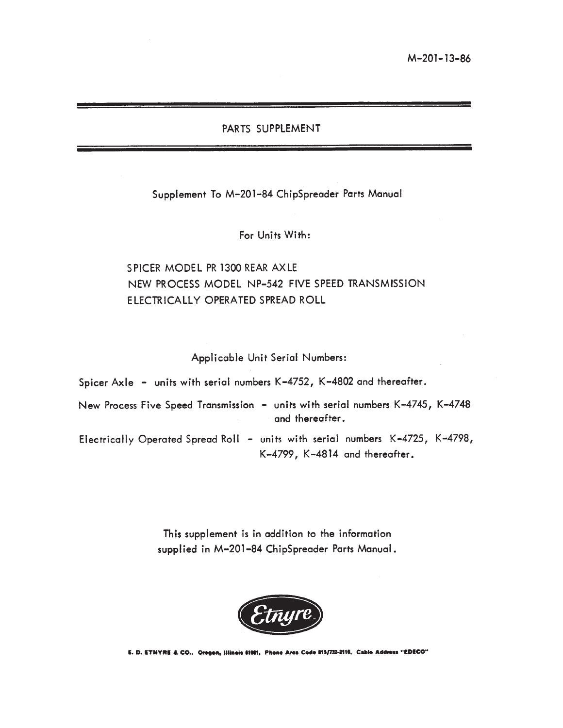M-201-13-86

# PARTS SUPPLEMENT

Supplement To M-201-84 ChipSpreader Parts Manual

For Units With:

SPICER MODEL PR 1300 REAR AXLE
NEW PROCESS MODEL NP-542 FIVE SPEED TRANSMISSION
ELECTRICALLY OPERATED SPREAD ROLL

Applicable Unit Serial Numbers:

Spicer Axle - units with serial numbers K-4752, K-4802 and thereafter.

New Process Five Speed Transmission - units with serial numbers K-4745, K-4748 and thereafter.

Electrically Operated Spread Roll - units with serial numbers K-4725, K-4798, K-4799, K-4814 and thereafter.

This supplement is in addition to the information supplied in M-201-84 ChipSpreader Parts Manual.

Etnyre

E. D. ETNYRE & CO., Oregon, Illinois 61061, Phone Area Code 815/732-2116, Cable Address "EDECO"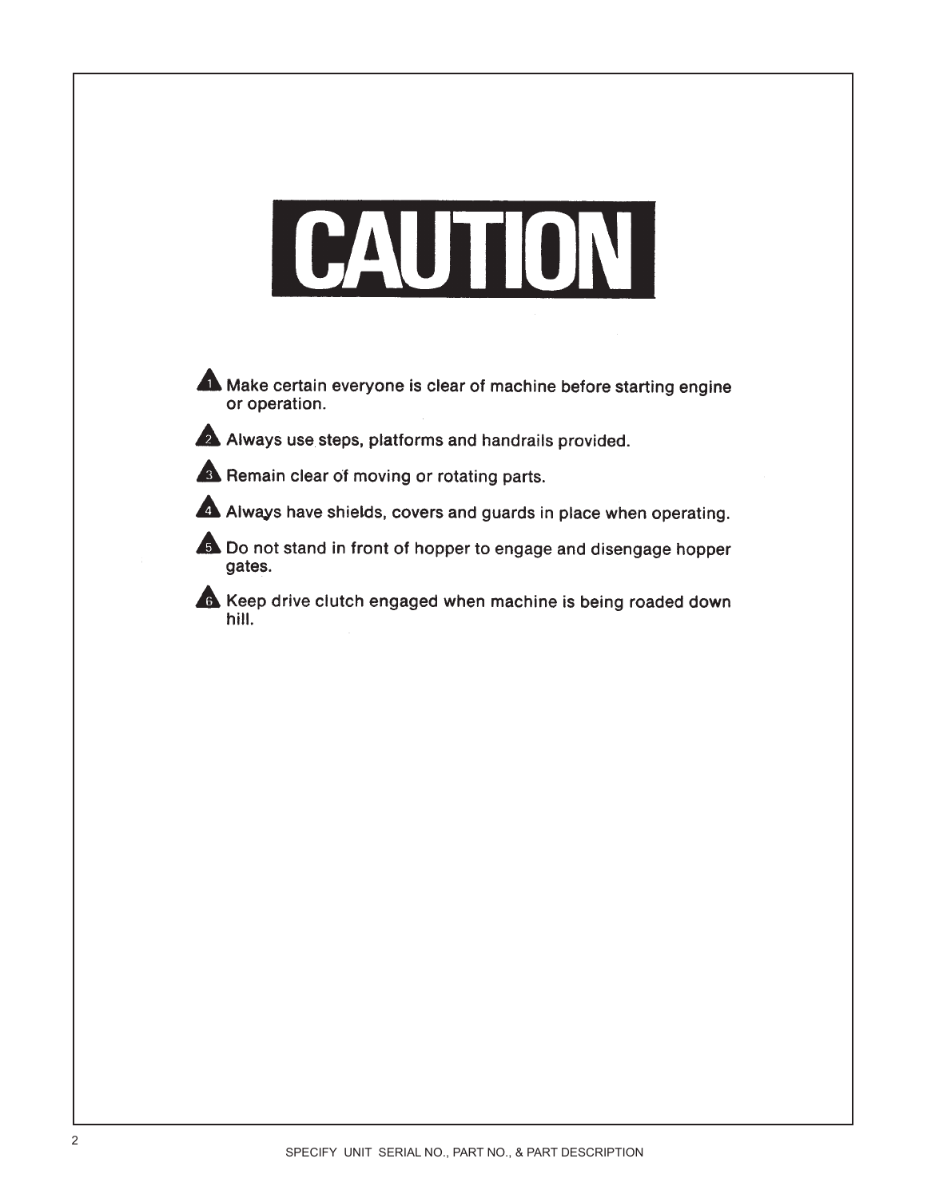# CAUTION

1. Make certain everyone is clear of machine before starting engine or operation.
2. Always use steps, platforms and handrails provided.
3. Remain clear of moving or rotating parts.
4. Always have shields, covers and guards in place when operating.
5. Do not stand in front of hopper to engage and disengage hopper gates.
6. Keep drive clutch engaged when machine is being roaded down hill.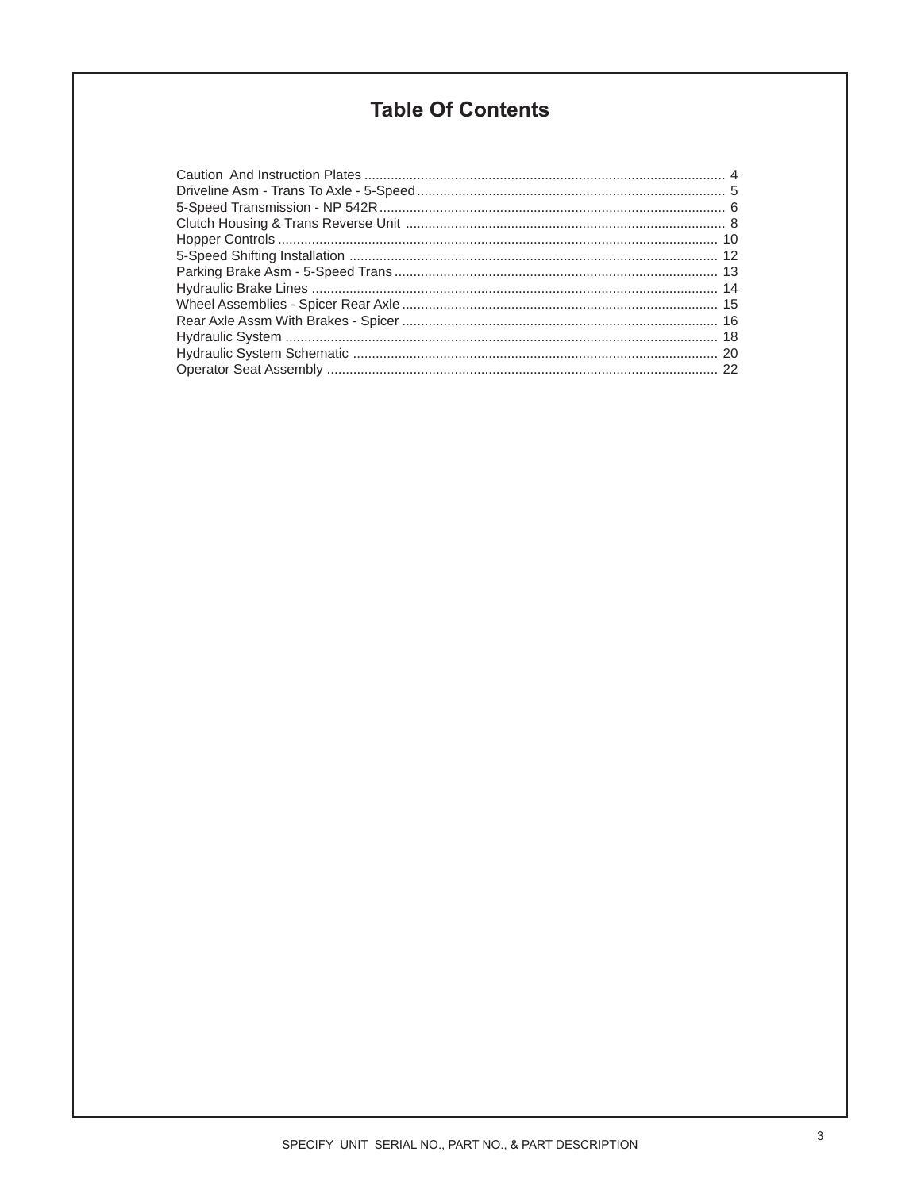# Table Of Contents

Caution  And Instruction Plates ........................................................................................ 4
Driveline Asm - Trans To Axle - 5-Speed ........................................................................... 5
5-Speed Transmission - NP 542R ....................................................................................... 6
Clutch Housing & Trans Reverse Unit ................................................................................ 8
Hopper Controls ................................................................................................................ 10
5-Speed Shifting Installation ............................................................................................. 12
Parking Brake Asm - 5-Speed Trans ................................................................................. 13
Hydraulic Brake Lines ....................................................................................................... 14
Wheel Assemblies - Spicer Rear Axle ............................................................................... 15
Rear Axle Assm With Brakes - Spicer ............................................................................... 16
Hydraulic System .............................................................................................................. 18
Hydraulic System Schematic ............................................................................................ 20
Operator Seat Assembly ................................................................................................... 22

SPECIFY  UNIT  SERIAL NO., PART NO., & PART DESCRIPTION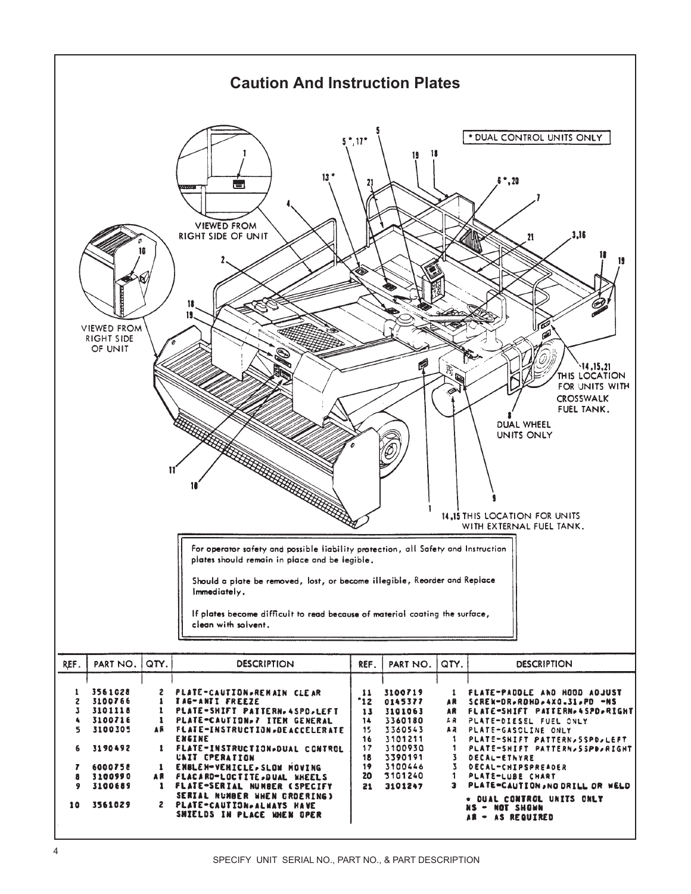# Caution And Instruction Plates

\* DUAL CONTROL UNITS ONLY

VIEWED FROM RIGHT SIDE OF UNIT

VIEWED FROM RIGHT SIDE OF UNIT

14,15,21 THIS LOCATION FOR UNITS WITH CROSSWALK FUEL TANK.

8 DUAL WHEEL UNITS ONLY

14,15 THIS LOCATION FOR UNITS WITH EXTERNAL FUEL TANK.

For operator safety and possible liability protection, all Safety and Instruction plates should remain in place and be legible.

Should a plate be removed, lost, or become illegible, Reorder and Replace Immediately.

If plates become difficult to read because of material coating the surface, clean with solvent.

| REF. | PART NO. | QTY. | DESCRIPTION | REF. | PART NO. | QTY. | DESCRIPTION |
|---|---|---|---|---|---|---|---|
| 1 | 3561028 | 2 | PLATE-CAUTION,REMAIN CLEAR | 11 | 3100719 | 1 | PLATE-PADDLE AND HOOD ADJUST |
| 2 | 3100766 | 1 | TAG-ANTI FREEZE | *12 | 0145377 | AR | SCREW-DR,RDHD,4X0.31,PD -NS |
| 3 | 3101118 | 1 | PLATE-SHIFT PATTERN,4SPD,LEFT | 13 | 3101063 | AR | PLATE-SHIFT PATTERN,4SPD,RIGHT |
| 4 | 3100716 | 1 | PLATE-CAUTION,7 ITEM GENERAL | 14 | 3360180 | AR | PLATE-DIESEL FUEL ONLY |
| 5 | 3100305 | AR | PLATE-INSTRUCTION,DEACCELERATE ENGINE | 15 | 3360543 | AR | PLATE-GASOLINE ONLY |
| | | | | 16 | 3101211 | 1 | PLATE-SHIFT PATTERN,5SPD,LEFT |
| 6 | 3190492 | 1 | PLATE-INSTRUCTION,DUAL CONTROL UNIT OPERATION | 17 | 3100930 | 1 | PLATE-SHIFT PATTERN,5SPD,RIGHT |
| | | | | 18 | 3390191 | 3 | DECAL-ETNYRE |
| 7 | 6000758 | 1 | EMBLEM-VEHICLE,SLOW MOVING | 19 | 3100446 | 3 | DECAL-CHIPSPREADER |
| 8 | 3100990 | AR | PLACARD-LOCTITE,DUAL WHEELS | 20 | 3101240 | 1 | PLATE-LUBE CHART |
| 9 | 3100689 | 1 | PLATE-SERIAL NUMBER (SPECIFY SERIAL NUMBER WHEN ORDERING) | 21 | 3101247 | 3 | PLATE-CAUTION,NO DRILL OR WELD |
| 10 | 3561029 | 2 | PLATE-CAUTION,ALWAYS HAVE SHIELDS IN PLACE WHEN OPER | | | | |

\* DUAL CONTROL UNITS ONLY
NS - NOT SHOWN
AR - AS REQUIRED

SPECIFY UNIT SERIAL NO., PART NO., & PART DESCRIPTION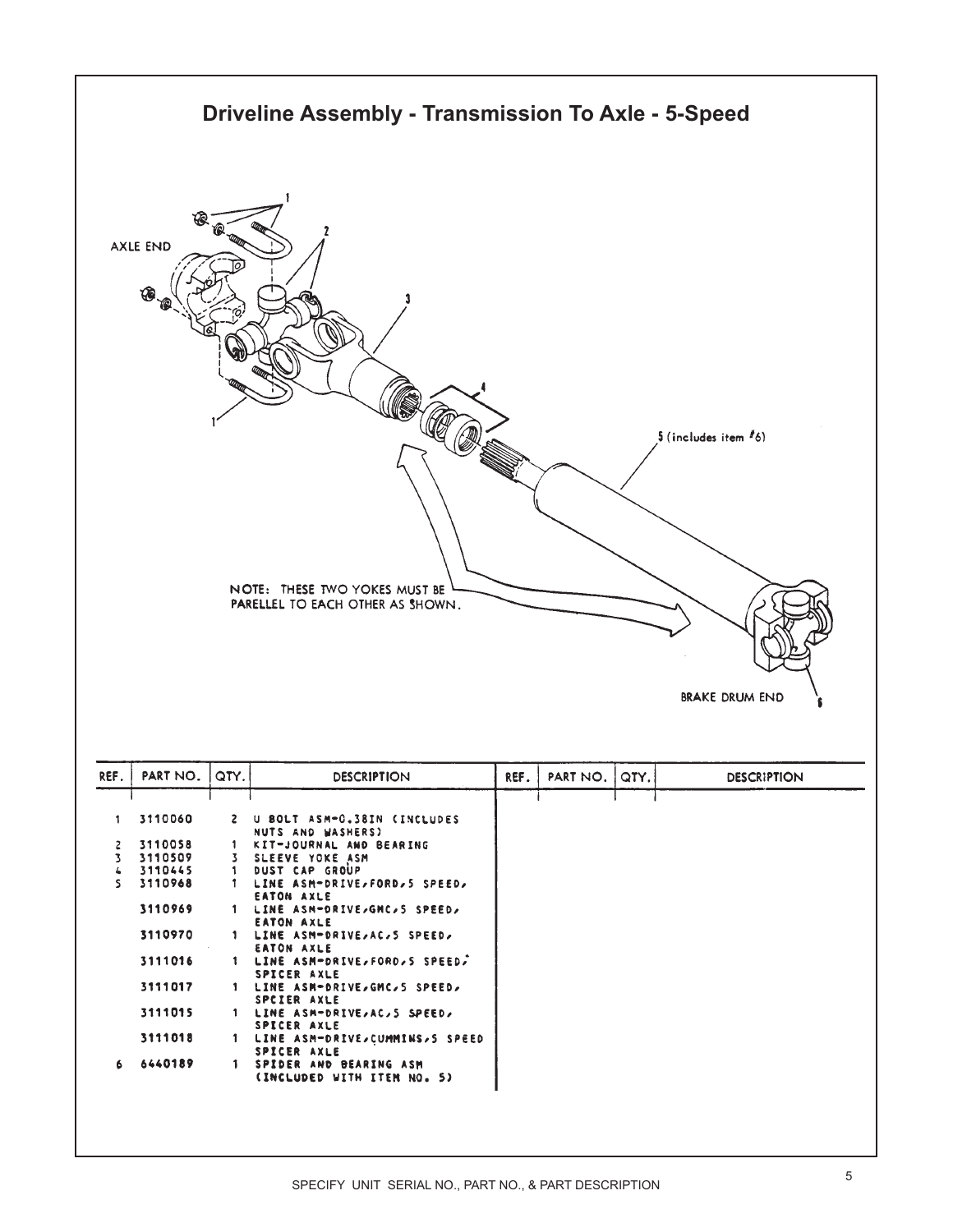# Driveline Assembly - Transmission To Axle - 5-Speed

AXLE END

1

2

3

4

5 (includes item #6)

NOTE: THESE TWO YOKES MUST BE PARELLEL TO EACH OTHER AS SHOWN.

BRAKE DRUM END

6

| REF. | PART NO. | QTY. | DESCRIPTION | REF. | PART NO. | QTY. | DESCRIPTION |
|---|---|---|---|---|---|---|---|
| 1 | 3110060 | 2 | U BOLT ASM-0.38IN (INCLUDES NUTS AND WASHERS) | | | | |
| 2 | 3110058 | 1 | KIT-JOURNAL AND BEARING | | | | |
| 3 | 3110509 | 3 | SLEEVE YOKE ASM | | | | |
| 4 | 3110445 | 1 | DUST CAP GROUP | | | | |
| 5 | 3110968 | 1 | LINE ASM-DRIVE,FORD,5 SPEED, EATON AXLE | | | | |
| | 3110969 | 1 | LINE ASM-DRIVE,GMC,5 SPEED, EATON AXLE | | | | |
| | 3110970 | 1 | LINE ASM-DRIVE,AC,5 SPEED, EATON AXLE | | | | |
| | 3111016 | 1 | LINE ASM-DRIVE,FORD,5 SPEED, SPICER AXLE | | | | |
| | 3111017 | 1 | LINE ASM-DRIVE,GMC,5 SPEED, SPCIER AXLE | | | | |
| | 3111015 | 1 | LINE ASM-DRIVE,AC,5 SPEED, SPICER AXLE | | | | |
| | 3111018 | 1 | LINE ASM-DRIVE,CUMMINS,5 SPEED SPICER AXLE | | | | |
| 6 | 6440189 | 1 | SPIDER AND BEARING ASM (INCLUDED WITH ITEM NO. 5) | | | | |

SPECIFY UNIT SERIAL NO., PART NO., & PART DESCRIPTION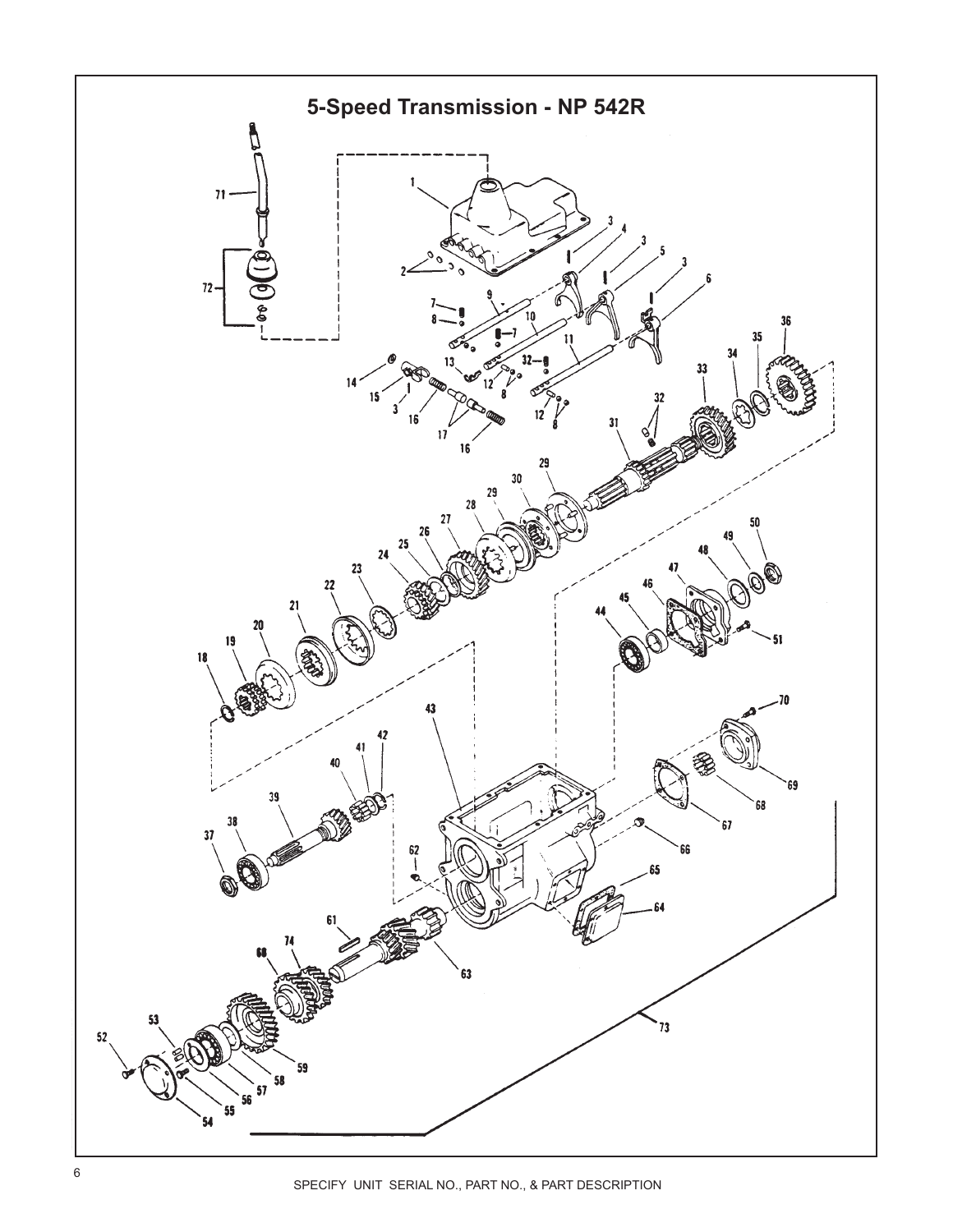# 5-Speed Transmission - NP 542R

SPECIFY UNIT SERIAL NO., PART NO., & PART DESCRIPTION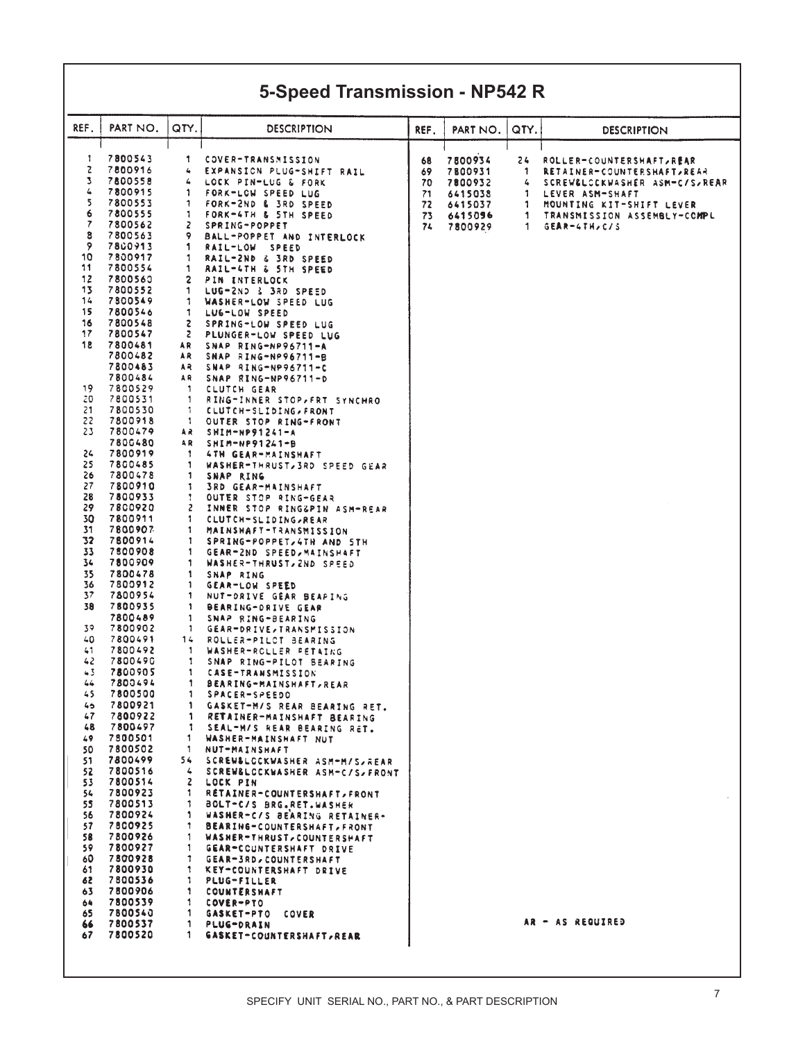# 5-Speed Transmission - NP542 R

| REF. | PART NO. | QTY. | DESCRIPTION |
|---|---|---|---|
| 1 | 7800543 | 1 | COVER-TRANSMISSION |
| 2 | 7800916 | 4 | EXPANSION PLUG-SHIFT RAIL |
| 3 | 7800558 | 4 | LOCK PIN-LUG & FORK |
| 4 | 7800915 | 1 | FORK-LOW SPEED LUG |
| 5 | 7800553 | 1 | FORK-2ND & 3RD SPEED |
| 6 | 7800555 | 1 | FORK-4TH & 5TH SPEED |
| 7 | 7800562 | 2 | SPRING-POPPET |
| 8 | 7800563 | 9 | BALL-POPPET AND INTERLOCK |
| 9 | 7800913 | 1 | RAIL-LOW SPEED |
| 10 | 7800917 | 1 | RAIL-2ND & 3RD SPEED |
| 11 | 7800554 | 1 | RAIL-4TH & 5TH SPEED |
| 12 | 7800560 | 2 | PIN INTERLOCK |
| 13 | 7800552 | 1 | LUG-2ND & 3RD SPEED |
| 14 | 7800549 | 1 | WASHER-LOW SPEED LUG |
| 15 | 7800546 | 1 | LUG-LOW SPEED |
| 16 | 7800548 | 2 | SPRING-LOW SPEED LUG |
| 17 | 7800547 | 2 | PLUNGER-LOW SPEED LUG |
| 18 | 7800481 | AR | SNAP RING-NP96711-A |
| | 7800482 | AR | SNAP RING-NP96711-B |
| | 7800483 | AR | SNAP RING-NP96711-C |
| | 7800484 | AR | SNAP RING-NP96711-D |
| 19 | 7800529 | 1 | CLUTCH GEAR |
| 20 | 7800531 | 1 | RING-INNER STOP,FRT SYNCHRO |
| 21 | 7800530 | 1 | CLUTCH-SLIDING,FRONT |
| 22 | 7800918 | 1 | OUTER STOP RING-FRONT |
| 23 | 7800479 | AR | SHIM-NP91241-A |
| | 7800480 | AR | SHIM-NP91241-B |
| 24 | 7800919 | 1 | 4TH GEAR-MAINSHAFT |
| 25 | 7800485 | 1 | WASHER-THRUST,3RD SPEED GEAR |
| 26 | 7800478 | 1 | SNAP RING |
| 27 | 7800910 | 1 | 3RD GEAR-MAINSHAFT |
| 28 | 7800933 | 1 | OUTER STOP RING-GEAR |
| 29 | 7800920 | 2 | INNER STOP RING&PIN ASM-REAR |
| 30 | 7800911 | 1 | CLUTCH-SLIDING,REAR |
| 31 | 7800907 | 1 | MAINSHAFT-TRANSMISSION |
| 32 | 7800914 | 1 | SPRING-POPPET,4TH AND 5TH |
| 33 | 7800908 | 1 | GEAR-2ND SPEED,MAINSHAFT |
| 34 | 7800909 | 1 | WASHER-THRUST,2ND SPEED |
| 35 | 7800478 | 1 | SNAP RING |
| 36 | 7800912 | 1 | GEAR-LOW SPEED |
| 37 | 7800954 | 1 | NUT-DRIVE GEAR BEARING |
| 38 | 7800935 | 1 | BEARING-DRIVE GEAR |
| | 7800489 | 1 | SNAP RING-BEARING |
| 39 | 7800902 | 1 | GEAR-DRIVE,TRANSMISSION |
| 40 | 7800491 | 14 | ROLLER-PILOT BEARING |
| 41 | 7800492 | 1 | WASHER-ROLLER RETAING |
| 42 | 7800490 | 1 | SNAP RING-PILOT BEARING |
| 43 | 7800905 | 1 | CASE-TRANSMISSION |
| 44 | 7800494 | 1 | BEARING-MAINSHAFT,REAR |
| 45 | 7800500 | 1 | SPACER-SPEEDO |
| 46 | 7800921 | 1 | GASKET-M/S REAR BEARING RET. |
| 47 | 7800922 | 1 | RETAINER-MAINSHAFT BEARING |
| 48 | 7800497 | 1 | SEAL-M/S REAR BEARING RET. |
| 49 | 7800501 | 1 | WASHER-MAINSHAFT NUT |
| 50 | 7800502 | 1 | NUT-MAINSHAFT |
| 51 | 7800499 | 54 | SCREW&LOCKWASHER ASM-M/S,REAR |
| 52 | 7800516 | 4 | SCREW&LOCKWASHER ASM-C/S,FRONT |
| 53 | 7800514 | 2 | LOCK PIN |
| 54 | 7800923 | 1 | RETAINER-COUNTERSHAFT,FRONT |
| 55 | 7800513 | 1 | BOLT-C/S BRG.RET.WASHER |
| 56 | 7800924 | 1 | WASHER-C/S BEARING RETAINER- |
| 57 | 7800925 | 1 | BEARING-COUNTERSHAFT,FRONT |
| 58 | 7800926 | 1 | WASHER-THRUST,COUNTERSHAFT |
| 59 | 7800927 | 1 | GEAR-COUNTERSHAFT DRIVE |
| 60 | 7800928 | 1 | GEAR-3RD,COUNTERSHAFT |
| 61 | 7800930 | 1 | KEY-COUNTERSHAFT DRIVE |
| 62 | 7800536 | 1 | PLUG-FILLER |
| 63 | 7800906 | 1 | COUNTERSHAFT |
| 64 | 7800539 | 1 | COVER-PTO |
| 65 | 7800540 | 1 | GASKET-PTO COVER |
| 66 | 7800537 | 1 | PLUG-DRAIN |
| 67 | 7800520 | 1 | GASKET-COUNTERSHAFT,REAR |
| 68 | 7800934 | 24 | ROLLER-COUNTERSHAFT,REAR |
| 69 | 7800931 | 1 | RETAINER-COUNTERSHAFT,REAR |
| 70 | 7800932 | 4 | SCREW&LOCKWASHER ASM-C/S,REAR |
| 71 | 6415038 | 1 | LEVER ASM-SHAFT |
| 72 | 6415037 | 1 | MOUNTING KIT-SHIFT LEVER |
| 73 | 6415096 | 1 | TRANSMISSION ASSEMBLY-COMPL |
| 74 | 7800929 | 1 | GEAR-4TH,C/S |

AR - AS REQUIRED

SPECIFY UNIT SERIAL NO., PART NO., & PART DESCRIPTION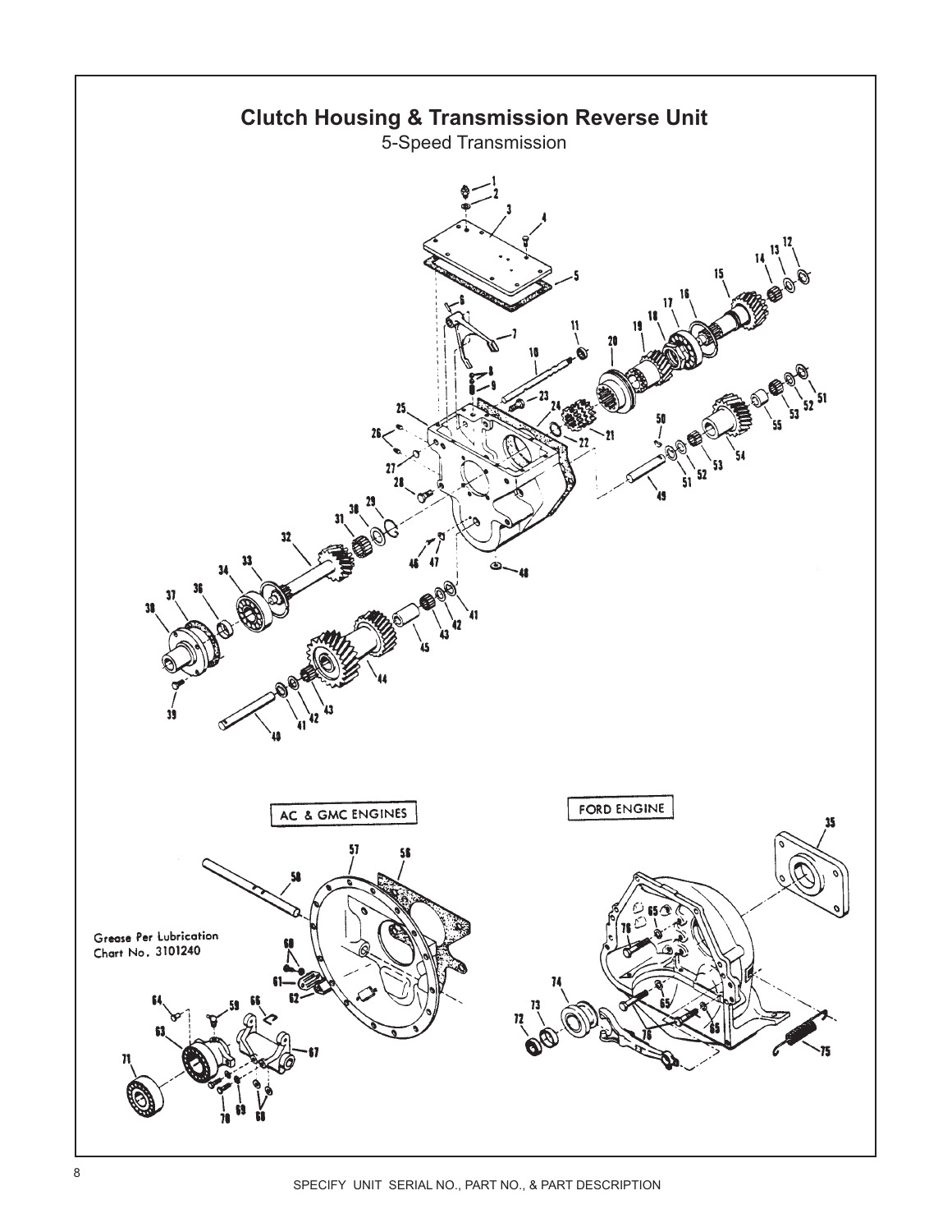# Clutch Housing & Transmission Reverse Unit

5-Speed Transmission

AC & GMC ENGINES

FORD ENGINE

Grease Per Lubrication Chart No. 3101240

SPECIFY UNIT SERIAL NO., PART NO., & PART DESCRIPTION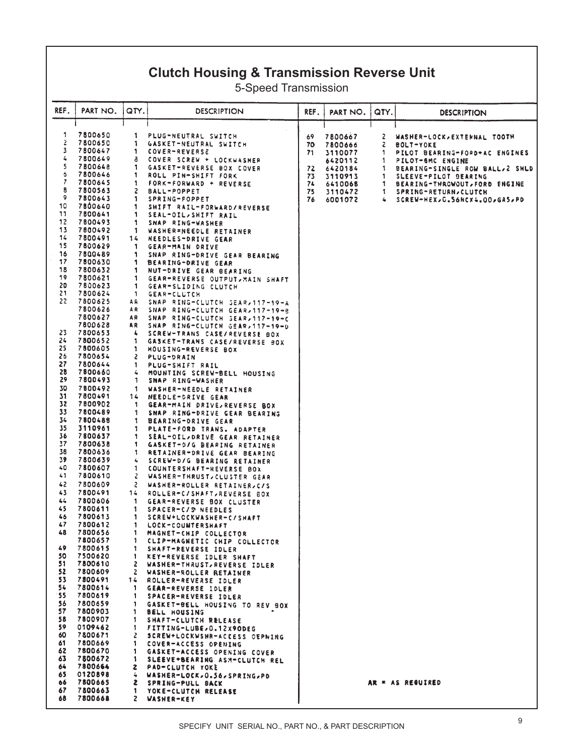# Clutch Housing & Transmission Reverse Unit

5-Speed Transmission

| REF. | PART NO. | QTY. | DESCRIPTION |
|---|---|---|---|
| 1 | 7800650 | 1 | PLUG-NEUTRAL SWITCH |
| 2 | 7800650 | 1 | GASKET-NEUTRAL SWITCH |
| 3 | 7800647 | 1 | COVER-REVERSE |
| 4 | 7800649 | 8 | COVER SCREW + LOCKWASHER |
| 5 | 7800648 | 1 | GASKET-REVERSE BOX COVER |
| 6 | 7800646 | 1 | ROLL PIN-SHIFT FORK |
| 7 | 7800645 | 1 | FORK-FORWARD + REVERSE |
| 8 | 7800563 | 2 | BALL-POPPET |
| 9 | 7800643 | 1 | SPRING-POPPET |
| 10 | 7800640 | 1 | SHIFT RAIL-FORWARD/REVERSE |
| 11 | 7800641 | 1 | SEAL-OIL/SHIFT RAIL |
| 12 | 7800493 | 1 | SNAP RING-WASHER |
| 13 | 7800492 | 1 | WASHER=NEEDLE RETAINER |
| 14 | 7800491 | 14 | NEEDLES-DRIVE GEAR |
| 15 | 7800629 | 1 | GEAR-MAIN DRIVE |
| 16 | 7800489 | 1 | SNAP RING-DRIVE GEAR BEARING |
| 17 | 7800630 | 1 | BEARING-DRIVE GEAR |
| 18 | 7800632 | 1 | NUT-DRIVE GEAR BEARING |
| 19 | 7800621 | 1 | GEAR-REVERSE OUTPUT/MAIN SHAFT |
| 20 | 7800623 | 1 | GEAR-SLIDING CLUTCH |
| 21 | 7800624 | 1 | GEAR-CLUTCH |
| 22 | 7800625 | AR | SNAP RING-CLUTCH GEAR/117-19-A |
| | 7800626 | AR | SNAP RING-CLUTCH GEAR/117-19-B |
| | 7800627 | AR | SNAP RING-CLUTCH GEAR/117-19-C |
| | 7800628 | AR | SNAP RING-CLUTCH GEAR/117-19-D |
| 23 | 7800653 | 4 | SCREW-TRANS CASE/REVERSE BOX |
| 24 | 7800652 | 1 | GASKET-TRANS CASE/REVERSE BOX |
| 25 | 7800605 | 1 | HOUSING-REVERSE BOX |
| 26 | 7800654 | 2 | PLUG-DRAIN |
| 27 | 7800644 | 1 | PLUG-SHIFT RAIL |
| 28 | 7800660 | 4 | MOUNTING SCREW-BELL HOUSING |
| 29 | 7800493 | 1 | SNAP RING-WASHER |
| 30 | 7800492 | 1 | WASHER-NEEDLE RETAINER |
| 31 | 7800491 | 14 | NEEDLE-DRIVE GEAR |
| 32 | 7800902 | 1 | GEAR-MAIN DRIVE/REVERSE BOX |
| 33 | 7800489 | 1 | SNAP RING-DRIVE GEAR BEARING |
| 34 | 7800488 | 1 | BEARING-DRIVE GEAR |
| 35 | 3110961 | 1 | PLATE-FORD TRANS. ADAPTER |
| 36 | 7800637 | 1 | SEAL-OIL/DRIVE GEAR RETAINER |
| 37 | 7800638 | 1 | GASKET-D/G BEARING RETAINER |
| 38 | 7800636 | 1 | RETAINER-DRIVE GEAR BEARING |
| 39 | 7800639 | 4 | SCREW-D/G BEARING RETAINER |
| 40 | 7800607 | 1 | COUNTERSHAFT-REVERSE BOX |
| 41 | 7800610 | 2 | WASHER-THRUST/CLUSTER GEAR |
| 42 | 7800609 | 2 | WASHER-ROLLER RETAINER/C/S |
| 43 | 7800491 | 14 | ROLLER-C/SHAFT/REVERSE BOX |
| 44 | 7800606 | 1 | GEAR-REVERSE BOX CLUSTER |
| 45 | 7800611 | 1 | SPACER-C/S NEEDLES |
| 46 | 7800613 | 1 | SCREW+LOCKWASHER-C/SHAFT |
| 47 | 7800612 | 1 | LOCK-COUNTERSHAFT |
| 48 | 7800656 | 1 | MAGNET-CHIP COLLECTOR |
| | 7800657 | 1 | CLIP-MAGNETIC CHIP COLLECTOR |
| 49 | 7800615 | 1 | SHAFT-REVERSE IDLER |
| 50 | 7500620 | 1 | KEY-REVERSE IDLER SHAFT |
| 51 | 7800610 | 2 | WASHER-THRUST/REVERSE IDLER |
| 52 | 7800609 | 2 | WASHER-ROLLER RETAINER |
| 53 | 7800491 | 14 | ROLLER-REVERSE IDLER |
| 54 | 7800614 | 1 | GEAR-REVERSE IDLER |
| 55 | 7800619 | 1 | SPACER-REVERSE IDLER |
| 56 | 7800659 | 1 | GASKET-BELL HOUSING TO REV BOX |
| 57 | 7800903 | 1 | BELL HOUSING |
| 58 | 7800907 | 1 | SHAFT-CLUTCH RELEASE |
| 59 | 0109462 | 1 | FITTING-LUBE/0.12X90DEG |
| 60 | 7800671 | 2 | SCREW+LOCKWSHR-ACCESS OEPNING |
| 61 | 7800669 | 1 | COVER-ACCESS OPENING |
| 62 | 7800670 | 1 | GASKET-ACCESS OPENING COVER |
| 63 | 7800672 | 1 | SLEEVE+BEARING ASM-CLUTCH REL |
| 64 | 7800664 | 2 | PAD-CLUTCH YOKE |
| 65 | 0120898 | 4 | WASHER-LOCK/0.56/SPRING/PD |
| 66 | 7800665 | 2 | SPRING-PULL BACK |
| 67 | 7800663 | 1 | YOKE-CLUTCH RELEASE |
| 68 | 7800668 | 2 | WASHER-KEY |
| 69 | 7800667 | 2 | WASHER-LOCK/EXTERNAL TOOTH |
| 70 | 7800666 | 2 | BOLT-YOKE |
| 71 | 3110077 | 1 | PILOT BEARING-FORD+AC ENGINES |
| | 6420112 | 1 | PILOT-GMC ENGINE |
| 72 | 6420184 | 1 | BEARING-SINGLE ROW BALL/2 SHLD |
| 73 | 3110913 | 1 | SLEEVE-PILOT BEARING |
| 74 | 6410068 | 1 | BEARING-THROWOUT/FORD ENGINE |
| 75 | 3110472 | 1 | SPRING-RETURN/CLUTCH |
| 76 | 6001072 | 4 | SCREW-HEX/0.56NCX4.00/GR5/PD |

AR = AS REQUIRED

SPECIFY UNIT SERIAL NO., PART NO., & PART DESCRIPTION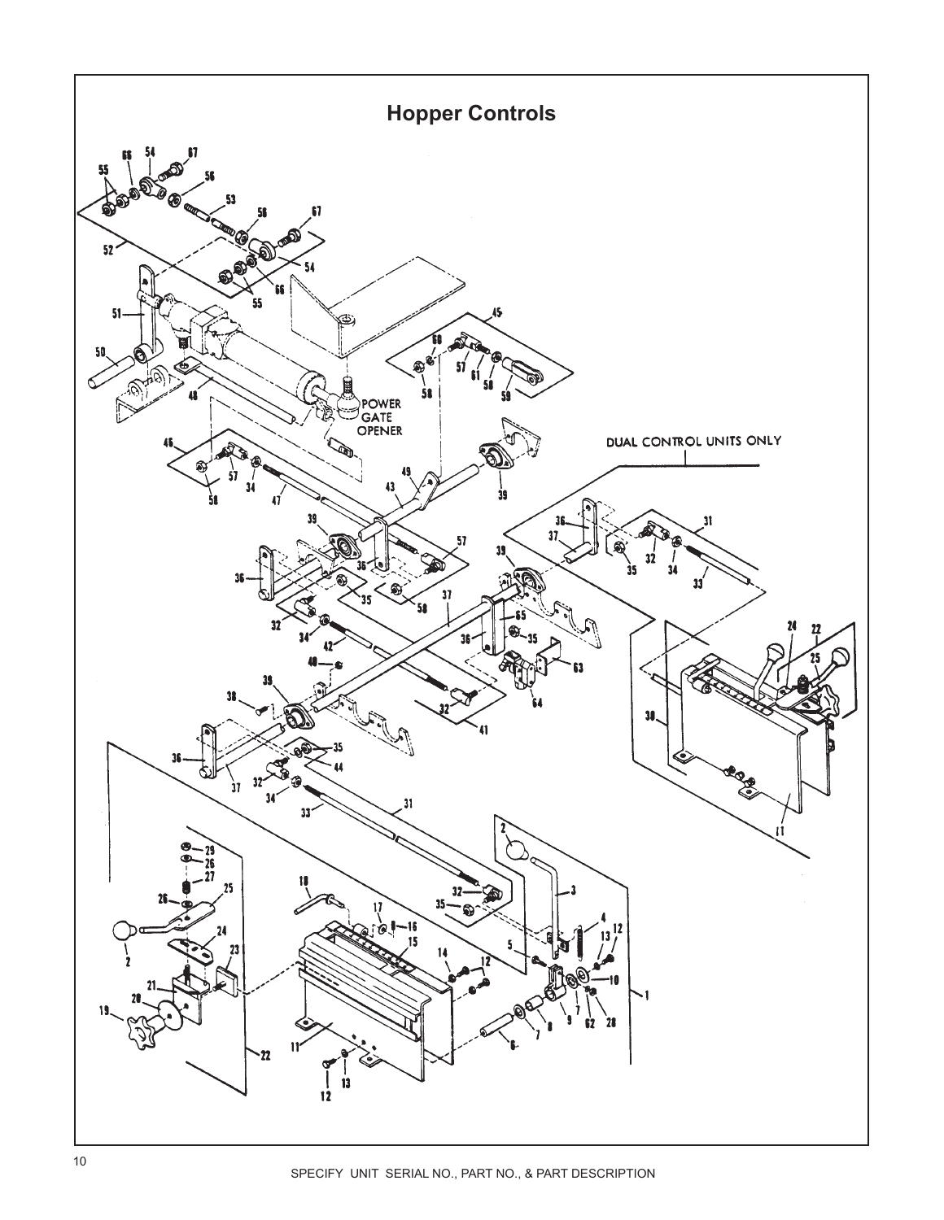# Hopper Controls

SPECIFY UNIT SERIAL NO., PART NO., & PART DESCRIPTION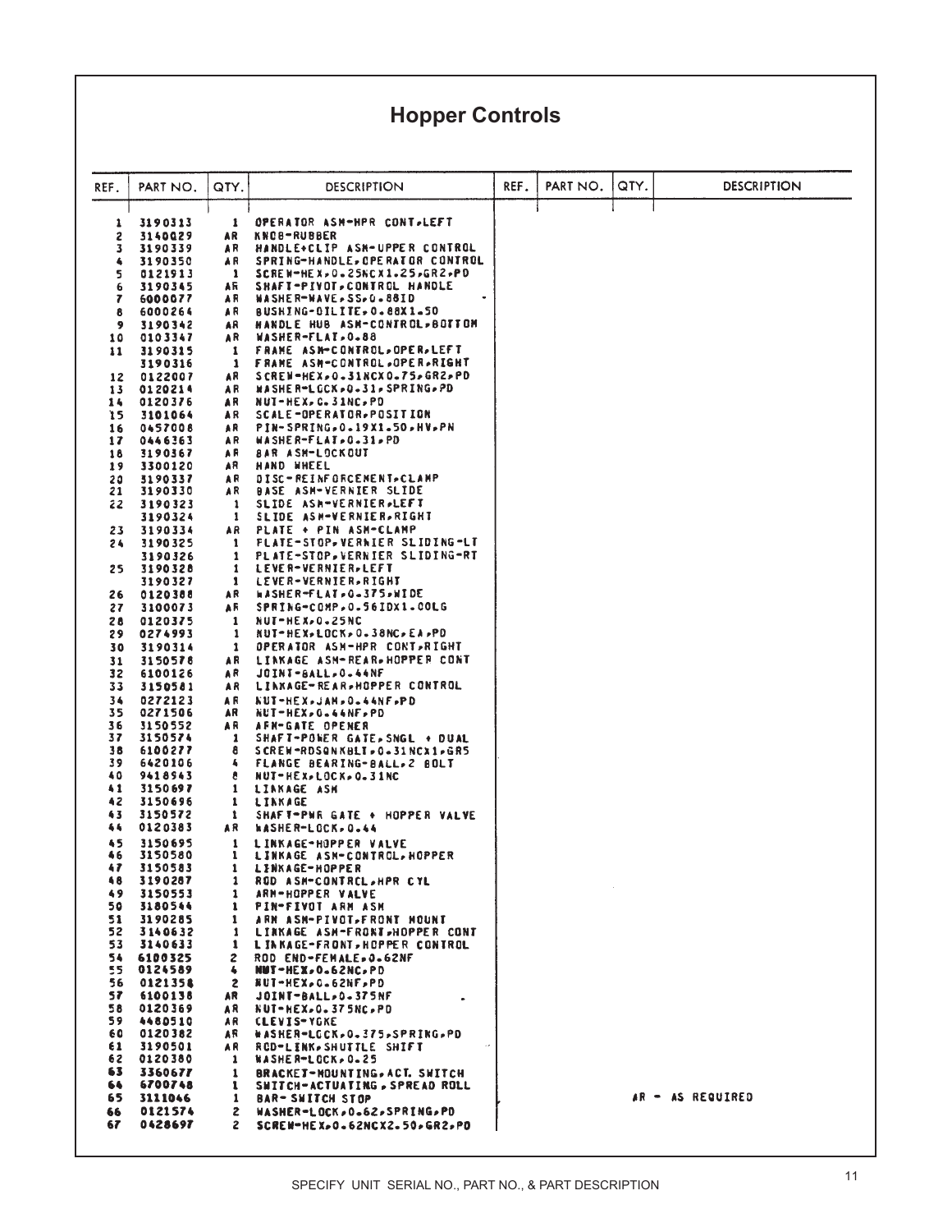# Hopper Controls

| REF. | PART NO. | QTY. | DESCRIPTION |
|---|---|---|---|
| 1 | 3190313 | 1 | OPERATOR ASM-HPR CONT,LEFT |
| 2 | 3140029 | AR | KNOB-RUBBER |
| 3 | 3190339 | AR | HANDLE+CLIP ASM-UPPER CONTROL |
| 4 | 3190350 | AR | SPRING-HANDLE,OPERATOR CONTROL |
| 5 | 0121913 | 1 | SCREW-HEX,0.25NCX1.25,GR2,PD |
| 6 | 3190345 | AR | SHAFT-PIVOT,CONTROL HANDLE |
| 7 | 6000077 | AR | WASHER-WAVE,SS,0.88ID |
| 8 | 6000264 | AR | BUSHING-OILITE,0.88X1.50 |
| 9 | 3190342 | AR | HANDLE HUB ASM-CONTROL,BOTTOM |
| 10 | 0103347 | AR | WASHER-FLAT,0.88 |
| 11 | 3190315 | 1 | FRAME ASM-CONTROL,OPER,LEFT |
| | 3190316 | 1 | FRAME ASM-CONTROL,OPER,RIGHT |
| 12 | 0122007 | AR | SCREW-HEX,0.31NCX0.75,GR2,PD |
| 13 | 0120214 | AR | WASHER-LOCK,0.31,SPRING,PD |
| 14 | 0120376 | AR | NUT-HEX,0.31NC,PD |
| 15 | 3101064 | AR | SCALE-OPERATOR,POSITION |
| 16 | 0457008 | AR | PIN-SPRING,0.19X1.50,HV,PN |
| 17 | 0446363 | AR | WASHER-FLAT,0.31,PD |
| 18 | 3190367 | AR | BAR ASM-LOCKOUT |
| 19 | 3300120 | AR | HAND WHEEL |
| 20 | 3190337 | AR | DISC-REINFORCEMENT,CLAMP |
| 21 | 3190330 | AR | BASE ASM-VERNIER SLIDE |
| 22 | 3190323 | 1 | SLIDE ASM-VERNIER,LEFT |
| | 3190324 | 1 | SLIDE ASM-VERNIER,RIGHT |
| 23 | 3190334 | AR | PLATE + PIN ASM-CLAMP |
| 24 | 3190325 | 1 | PLATE-STOP,VERNIER SLIDING-LT |
| | 3190326 | 1 | PLATE-STOP,VERNIER SLIDING-RT |
| 25 | 3190328 | 1 | LEVER-VERNIER,LEFT |
| | 3190327 | 1 | LEVER-VERNIER,RIGHT |
| 26 | 0120388 | AR | WASHER-FLAT,0.375,WIDE |
| 27 | 3100073 | AR | SPRING-COMP,0.56IDX1.00LG |
| 28 | 0120375 | 1 | NUT-HEX,0.25NC |
| 29 | 0274993 | 1 | NUT-HEX,LOCK,0.38NC,EA,PD |
| 30 | 3190314 | 1 | OPERATOR ASM-HPR CONT,RIGHT |
| 31 | 3150578 | AR | LINKAGE ASM-REAR,HOPPER CONT |
| 32 | 6100126 | AR | JOINT-BALL,0.44NF |
| 33 | 3150581 | AR | LINKAGE-REAR,HOPPER CONTROL |
| 34 | 0272123 | AR | NUT-HEX,JAM,0.44NF,PD |
| 35 | 0271506 | AR | NUT-HEX,0.44NF,PD |
| 36 | 3150552 | AR | ARM-GATE OPENER |
| 37 | 3150574 | 1 | SHAFT-POWER GATE,SNGL + DUAL |
| 38 | 6100277 | 8 | SCREW-RDSQNKBLT,0.31NCX1,GR5 |
| 39 | 6420106 | 4 | FLANGE BEARING-BALL,2 BOLT |
| 40 | 9418543 | 8 | NUT-HEX,LOCK,0.31NC |
| 41 | 3150697 | 1 | LINKAGE ASM |
| 42 | 3150696 | 1 | LINKAGE |
| 43 | 3150572 | 1 | SHAFT-PWR GATE + HOPPER VALVE |
| 44 | 0120383 | AR | WASHER-LOCK,0.44 |
| 45 | 3150695 | 1 | LINKAGE-HOPPER VALVE |
| 46 | 3150580 | 1 | LINKAGE ASM-CONTROL,HOPPER |
| 47 | 3150583 | 1 | LINKAGE-HOPPER |
| 48 | 3190287 | 1 | ROD ASM-CONTROL,HPR CYL |
| 49 | 3150553 | 1 | ARM-HOPPER VALVE |
| 50 | 3180544 | 1 | PIN-PIVOT ARM ASM |
| 51 | 3190285 | 1 | ARM ASM-PIVOT,FRONT MOUNT |
| 52 | 3140632 | 1 | LINKAGE ASM-FRONT,HOPPER CONT |
| 53 | 3140633 | 1 | LINKAGE-FRONT,HOPPER CONTROL |
| 54 | 6100325 | 2 | ROD END-FEMALE,0.62NF |
| 55 | 0124589 | 4 | NUT-HEX,0.62NC,PD |
| 56 | 0121358 | 2 | NUT-HEX,0.62NF,PD |
| 57 | 6100138 | AR | JOINT-BALL,0.375NF |
| 58 | 0120369 | AR | NUT-HEX,0.375NC,PD |
| 59 | 4480510 | AR | CLEVIS-YOKE |
| 60 | 0120382 | AR | WASHER-LOCK,0.375,SPRING,PD |
| 61 | 3190501 | AR | ROD-LINK,SHUTTLE SHIFT |
| 62 | 0120380 | 1 | WASHER-LOCK,0.25 |
| 63 | 3360677 | 1 | BRACKET-MOUNTING,ACT. SWITCH |
| 64 | 6700748 | 1 | SWITCH-ACTUATING,SPREAD ROLL |
| 65 | 3111046 | 1 | BAR-SWITCH STOP |
| 66 | 0121574 | 2 | WASHER-LOCK,0.62,SPRING,PD |
| 67 | 0428697 | 2 | SCREW-HEX,0.62NCX2.50,GR2,PD |

AR - AS REQUIRED

SPECIFY UNIT SERIAL NO., PART NO., & PART DESCRIPTION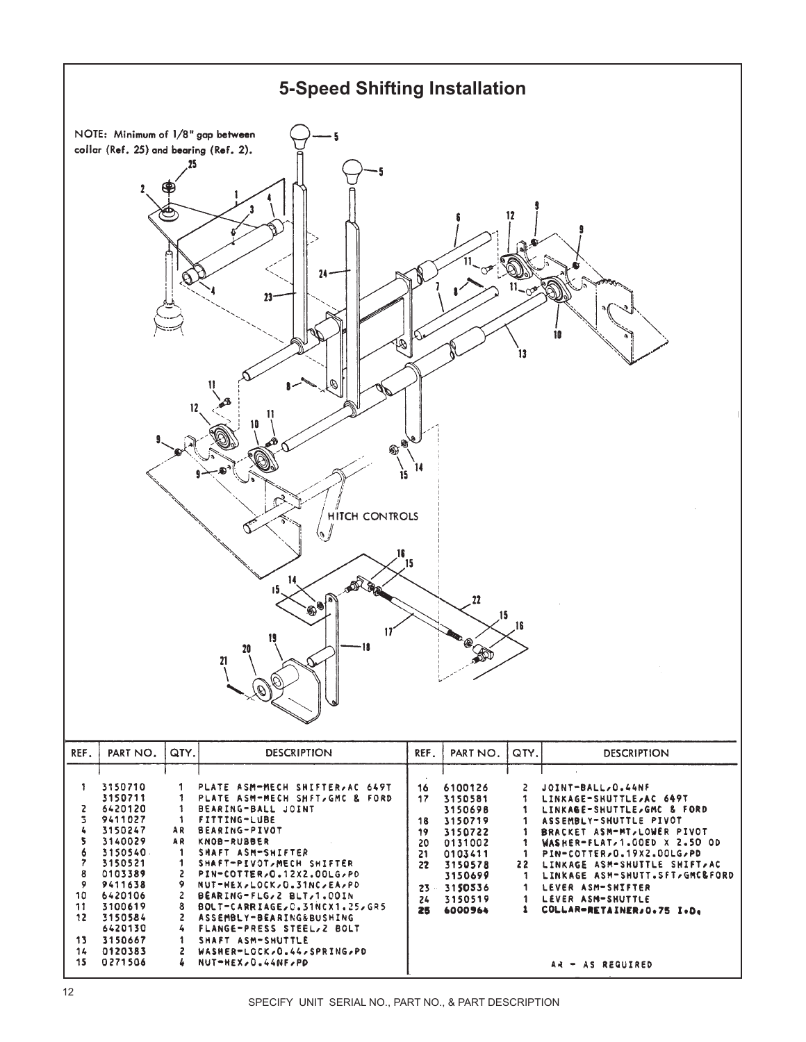# 5-Speed Shifting Installation

NOTE: Minimum of 1/8" gap between collar (Ref. 25) and bearing (Ref. 2).

HITCH CONTROLS

| REF. | PART NO. | QTY. | DESCRIPTION | REF. | PART NO. | QTY. | DESCRIPTION |
|---|---|---|---|---|---|---|---|
| 1 | 3150710 | 1 | PLATE ASM-MECH SHIFTER,AC 649T | 16 | 6100126 | 2 | JOINT-BALL,0.44NF |
| | 3150711 | 1 | PLATE ASM-MECH SHFT,GMC & FORD | 17 | 3150581 | 1 | LINKAGE-SHUTTLE,AC 649T |
| 2 | 6420120 | 1 | BEARING-BALL JOINT | | 3150698 | 1 | LINKAGE-SHUTTLE,GMC & FORD |
| 3 | 9411027 | 1 | FITTING-LUBE | 18 | 3150719 | 1 | ASSEMBLY-SHUTTLE PIVOT |
| 4 | 3150247 | AR | BEARING-PIVOT | 19 | 3150722 | 1 | BRACKET ASM-MT,LOWER PIVOT |
| 5 | 3140029 | AR | KNOB-RUBBER | 20 | 0131002 | 1 | WASHER-FLAT,1.00ED X 2.50 OD |
| 6 | 3150540 | 1 | SHAFT ASM-SHIFTER | 21 | 0103411 | 1 | PIN-COTTER,0.19X2.00LG,PD |
| 7 | 3150521 | 1 | SHAFT-PIVOT,MECH SHIFTER | 22 | 3150578 | 22 | LINKAGE ASM-SHUTTLE SHIFT,AC |
| 8 | 0103389 | 2 | PIN-COTTER,0.12X2.00LG,PD | | 3150699 | 1 | LINKAGE ASM-SHUTT.SFT,GMC&FORD |
| 9 | 9411638 | 9 | NUT-HEX,LOCK,0.31NC,EA,PD | 23 | 3150536 | 1 | LEVER ASM-SHIFTER |
| 10 | 6420106 | 2 | BEARING-FLG,2 BLT,1.00IN | 24 | 3150519 | 1 | LEVER ASM-SHUTTLE |
| 11 | 3100619 | 8 | BOLT-CARRIAGE,0.31NCX1.25,GR5 | 25 | 6000964 | 1 | COLLAR-RETAINER,0.75 I.D. |
| 12 | 3150584 | 2 | ASSEMBLY-BEARING&BUSHING | | | | |
| | 6420130 | 4 | FLANGE-PRESS STEEL,2 BOLT | | | | |
| 13 | 3150667 | 1 | SHAFT ASM-SHUTTLE | | | | |
| 14 | 0120383 | 2 | WASHER-LOCK,0.44,SPRING,PD | | | | |
| 15 | 0271506 | 4 | NUT-HEX,0.44NF,PD | | | | AR - AS REQUIRED |

SPECIFY UNIT SERIAL NO., PART NO., & PART DESCRIPTION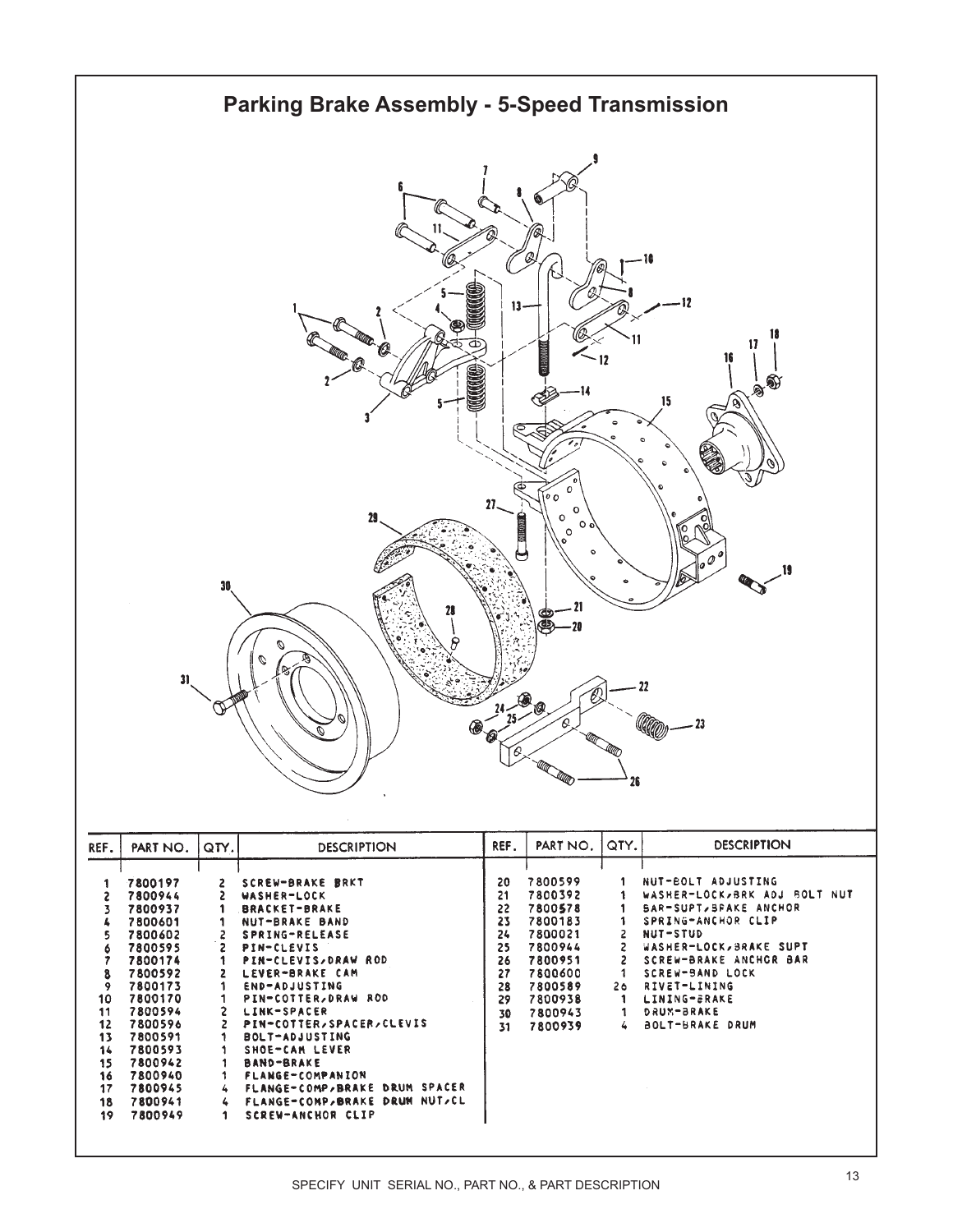# Parking Brake Assembly - 5-Speed Transmission

| REF. | PART NO. | QTY. | DESCRIPTION | REF. | PART NO. | QTY. | DESCRIPTION |
|---|---|---|---|---|---|---|---|
| 1 | 7800197 | 2 | SCREW-BRAKE BRKT | 20 | 7800599 | 1 | NUT-BOLT ADJUSTING |
| 2 | 7800944 | 2 | WASHER-LOCK | 21 | 7800392 | 1 | WASHER-LOCK,BRK ADJ BOLT NUT |
| 3 | 7800937 | 1 | BRACKET-BRAKE | 22 | 7800578 | 1 | BAR-SUPT,BRAKE ANCHOR |
| 4 | 7800601 | 1 | NUT-BRAKE BAND | 23 | 7800183 | 1 | SPRING-ANCHOR CLIP |
| 5 | 7800602 | 2 | SPRING-RELEASE | 24 | 7800021 | 2 | NUT-STUD |
| 6 | 7800595 | 2 | PIN-CLEVIS | 25 | 7800944 | 2 | WASHER-LOCK,BRAKE SUPT |
| 7 | 7800174 | 1 | PIN-CLEVIS,DRAW ROD | 26 | 7800951 | 2 | SCREW-BRAKE ANCHOR BAR |
| 8 | 7800592 | 2 | LEVER-BRAKE CAM | 27 | 7800600 | 1 | SCREW-BAND LOCK |
| 9 | 7800173 | 1 | END-ADJUSTING | 28 | 7800589 | 26 | RIVET-LINING |
| 10 | 7800170 | 1 | PIN-COTTER,DRAW ROD | 29 | 7800938 | 1 | LINING-BRAKE |
| 11 | 7800594 | 2 | LINK-SPACER | 30 | 7800943 | 1 | DRUM-BRAKE |
| 12 | 7800596 | 2 | PIN-COTTER,SPACER,CLEVIS | 31 | 7800939 | 4 | BOLT-BRAKE DRUM |
| 13 | 7800591 | 1 | BOLT-ADJUSTING | | | | |
| 14 | 7800593 | 1 | SHOE-CAM LEVER | | | | |
| 15 | 7800942 | 1 | BAND-BRAKE | | | | |
| 16 | 7800940 | 1 | FLANGE-COMPANION | | | | |
| 17 | 7800945 | 4 | FLANGE-COMP,BRAKE DRUM SPACER | | | | |
| 18 | 7800941 | 4 | FLANGE-COMP,BRAKE DRUM NUT/CL | | | | |
| 19 | 7800949 | 1 | SCREW-ANCHOR CLIP | | | | |

SPECIFY UNIT SERIAL NO., PART NO., & PART DESCRIPTION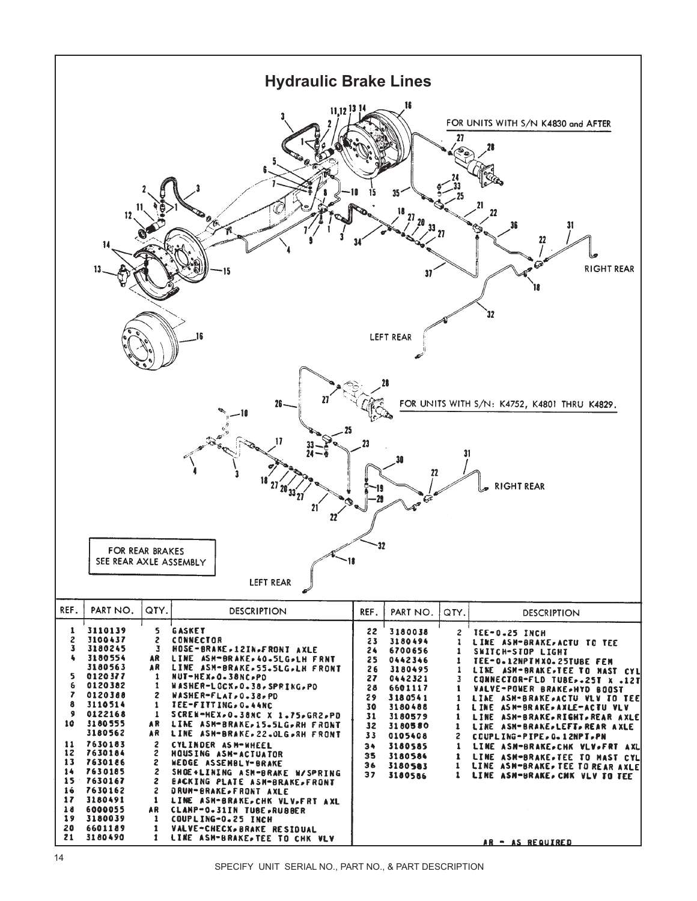# Hydraulic Brake Lines

FOR UNITS WITH S/N K4830 and AFTER

FOR UNITS WITH S/N: K4752, K4801 THRU K4829.

FOR REAR BRAKES SEE REAR AXLE ASSEMBLY

| REF. | PART NO. | QTY. | DESCRIPTION |
|---|---|---|---|
| 1 | 3110139 | 5 | GASKET |
| 2 | 3100437 | 2 | CONNECTOR |
| 3 | 3180245 | 3 | HOSE-BRAKE,12IN,FRONT AXLE |
| 4 | 3180554 | AR | LINE ASM-BRAKE,40.5LG,LH FRNT |
| | 3180563 | AR | LINE ASM-BRAKE,55.5LG,LH FRONT |
| 5 | 0120377 | 1 | NUT-HEX,0.38NC,PD |
| 6 | 0120382 | 1 | WASHER-LOCK,0.38,SPRING,PD |
| 7 | 0120388 | 2 | WASHER-FLAT,0.38,PD |
| 8 | 3110514 | 1 | TEE-FITTING,0.44NC |
| 9 | 0122168 | 1 | SCREW-HEX,0.38NC X 1.75,GR2,PD |
| 10 | 3180555 | AR | LINE ASM-BRAKE,15.5LG,RH FRONT |
| | 3180562 | AR | LINE ASM-BRAKE,22.0LG,RH FRONT |
| 11 | 7630183 | 2 | CYLINDER ASM-WHEEL |
| 12 | 7630184 | 2 | HOUSING ASM-ACTUATOR |
| 13 | 7630186 | 2 | WEDGE ASSEMBLY-BRAKE |
| 14 | 7630185 | 2 | SHOE+LINING ASM-BRAKE W/SPRING |
| 15 | 7630167 | 2 | BACKING PLATE ASM-BRAKE,FRONT |
| 16 | 7630162 | 2 | DRUM-BRAKE,FRONT AXLE |
| 17 | 3180491 | 1 | LINE ASM-BRAKE,CHK VLV,FRT AXL |
| 18 | 6000055 | AR | CLAMP-0.31IN TUBE,RUBBER |
| 19 | 3180039 | 1 | COUPLING-0.25 INCH |
| 20 | 6601189 | 1 | VALVE-CHECK,BRAKE RESIDUAL |
| 21 | 3180490 | 1 | LINE ASM-BRAKE,TEE TO CHK VLV |
| 22 | 3180038 | 2 | TEE-0.25 INCH |
| 23 | 3180494 | 1 | LINE ASM-BRAKE,ACTU TO TEE |
| 24 | 6700656 | 1 | SWITCH-STOP LIGHT |
| 25 | 0442346 | 1 | TEE-0.12NPTMX0.25TUBE FEM |
| 26 | 3180495 | 1 | LINE ASM-BRAKE,TEE TO MAST CYL |
| 27 | 0442321 | 3 | CONNECTOR-FLD TUBE,.25T X .12T |
| 28 | 6601117 | 1 | VALVE-POWER BRAKE,HYD BOOST |
| 29 | 3180541 | 1 | LINE ASM-BRAKE,ACTU VLV TO TEE |
| 30 | 3180488 | 1 | LINE ASM-BRAKE,AXLE-ACTU VLV |
| 31 | 3180579 | 1 | LINE ASM-BRAKE,RIGHT,REAR AXLE |
| 32 | 3180580 | 1 | LINE ASM-BRAKE,LEFT,REAR AXLE |
| 33 | 0105408 | 2 | COUPLING-PIPE,0.12NPT,PN |
| 34 | 3180585 | 1 | LINE ASM-BRAKE,CHK VLV,FRT AXL |
| 35 | 3180584 | 1 | LINE ASM-BRAKE,TEE TO MAST CYL |
| 36 | 3180583 | 1 | LINE ASM-BRAKE,TEE TO REAR AXLE |
| 37 | 3180586 | 1 | LINE ASM-BRAKE,CHK VLV TO TEE |

AR - AS REQUIRED

SPECIFY UNIT SERIAL NO., PART NO., & PART DESCRIPTION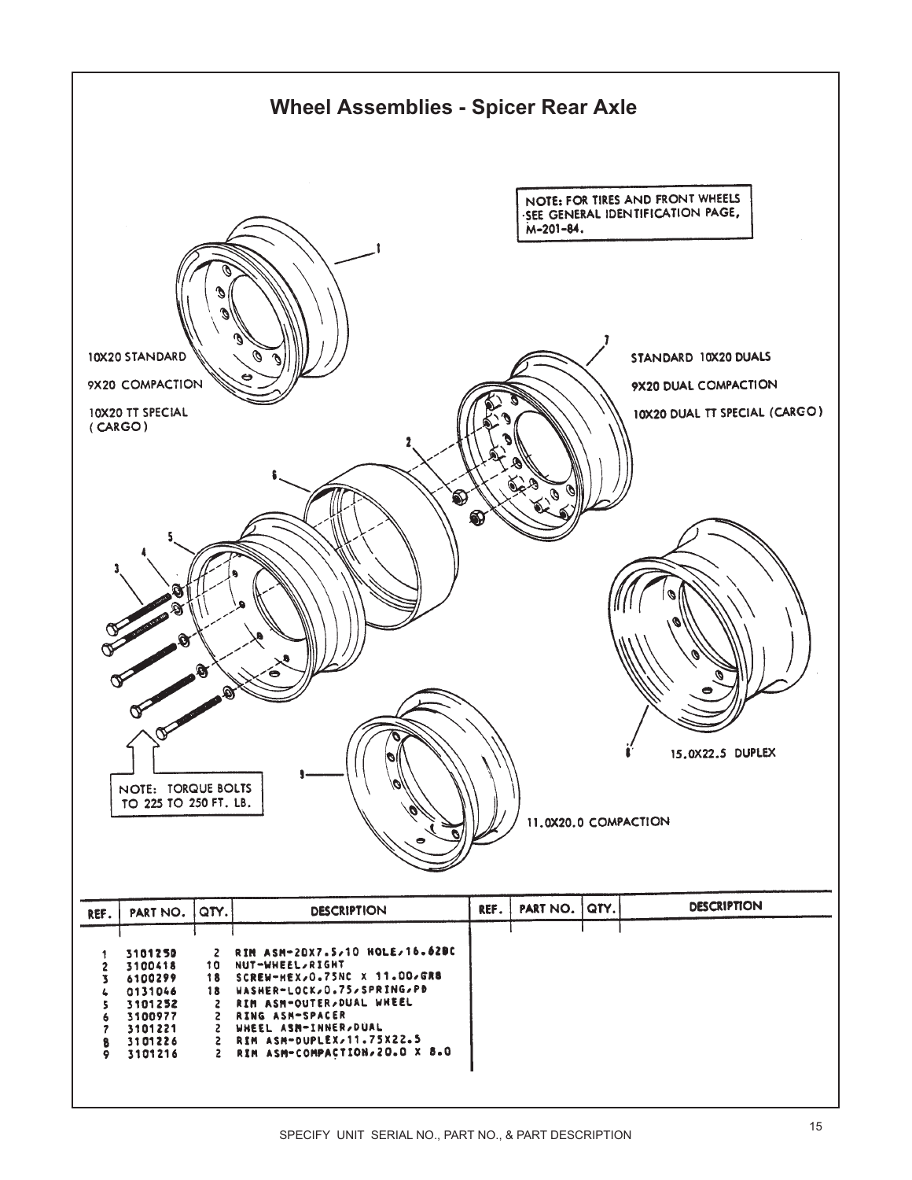# Wheel Assemblies - Spicer Rear Axle

NOTE: FOR TIRES AND FRONT WHEELS SEE GENERAL IDENTIFICATION PAGE, M-201-84.

10X20 STANDARD

9X20 COMPACTION

10X20 TT SPECIAL (CARGO)

STANDARD 10X20 DUALS

9X20 DUAL COMPACTION

10X20 DUAL TT SPECIAL (CARGO)

15.0X22.5 DUPLEX

11.0X20.0 COMPACTION

NOTE: TORQUE BOLTS TO 225 TO 250 FT. LB.

| REF. | PART NO. | QTY. | DESCRIPTION | REF. | PART NO. | QTY. | DESCRIPTION |
|---|---|---|---|---|---|---|---|
| 1 | 3101250 | 2 | RIM ASM-20X7.5/10 HOLE/16.62BC | | | | |
| 2 | 3100418 | 10 | NUT-WHEEL/RIGHT | | | | |
| 3 | 6100299 | 18 | SCREW-HEX/0.75NC X 11.00/GR8 | | | | |
| 4 | 0131046 | 18 | WASHER-LOCK/0.75/SPRING/PD | | | | |
| 5 | 3101252 | 2 | RIM ASM-OUTER/DUAL WHEEL | | | | |
| 6 | 3100977 | 2 | RING ASM-SPACER | | | | |
| 7 | 3101221 | 2 | WHEEL ASM-INNER/DUAL | | | | |
| 8 | 3101226 | 2 | RIM ASM-DUPLEX/11.75X22.5 | | | | |
| 9 | 3101216 | 2 | RIM ASM-COMPACTION/20.0 X 8.0 | | | | |

SPECIFY UNIT SERIAL NO., PART NO., & PART DESCRIPTION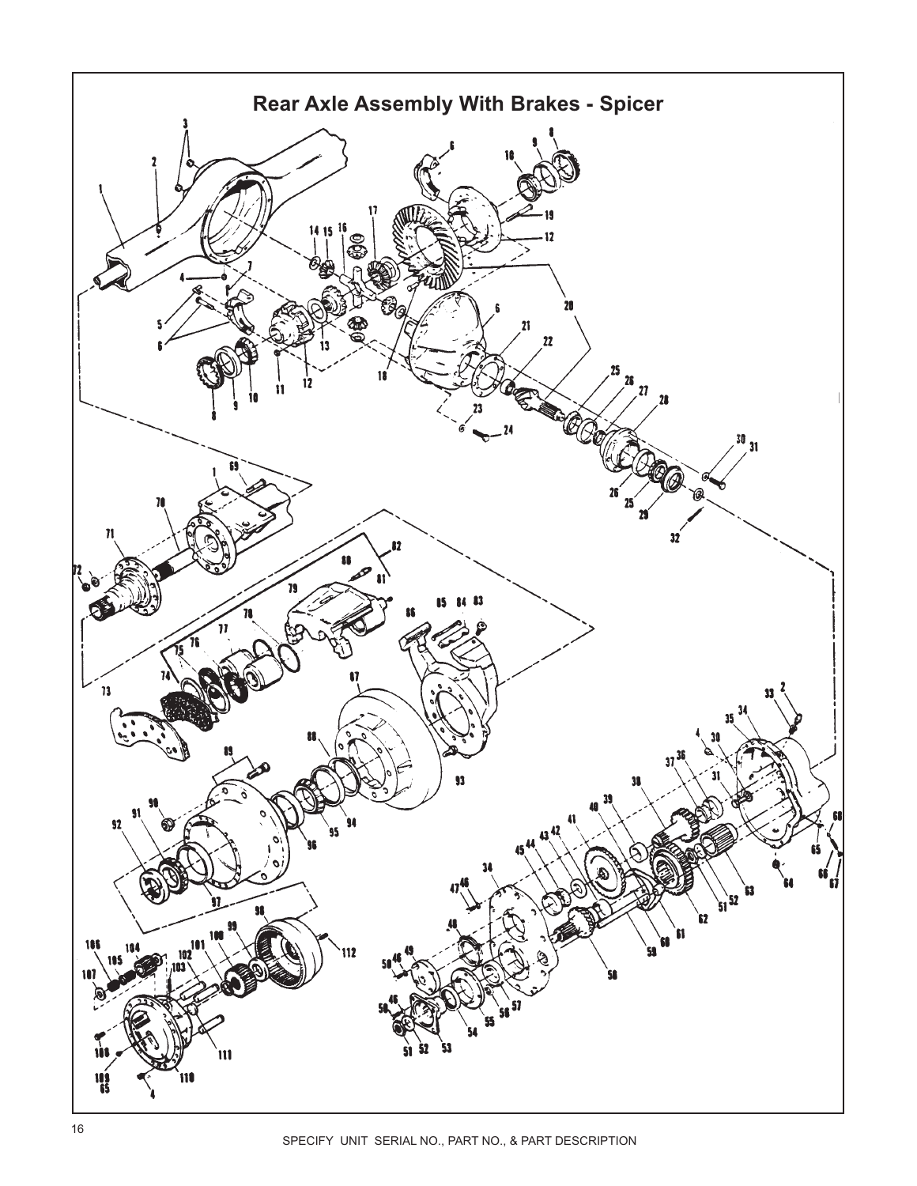# Rear Axle Assembly With Brakes - Spicer

SPECIFY UNIT SERIAL NO., PART NO., & PART DESCRIPTION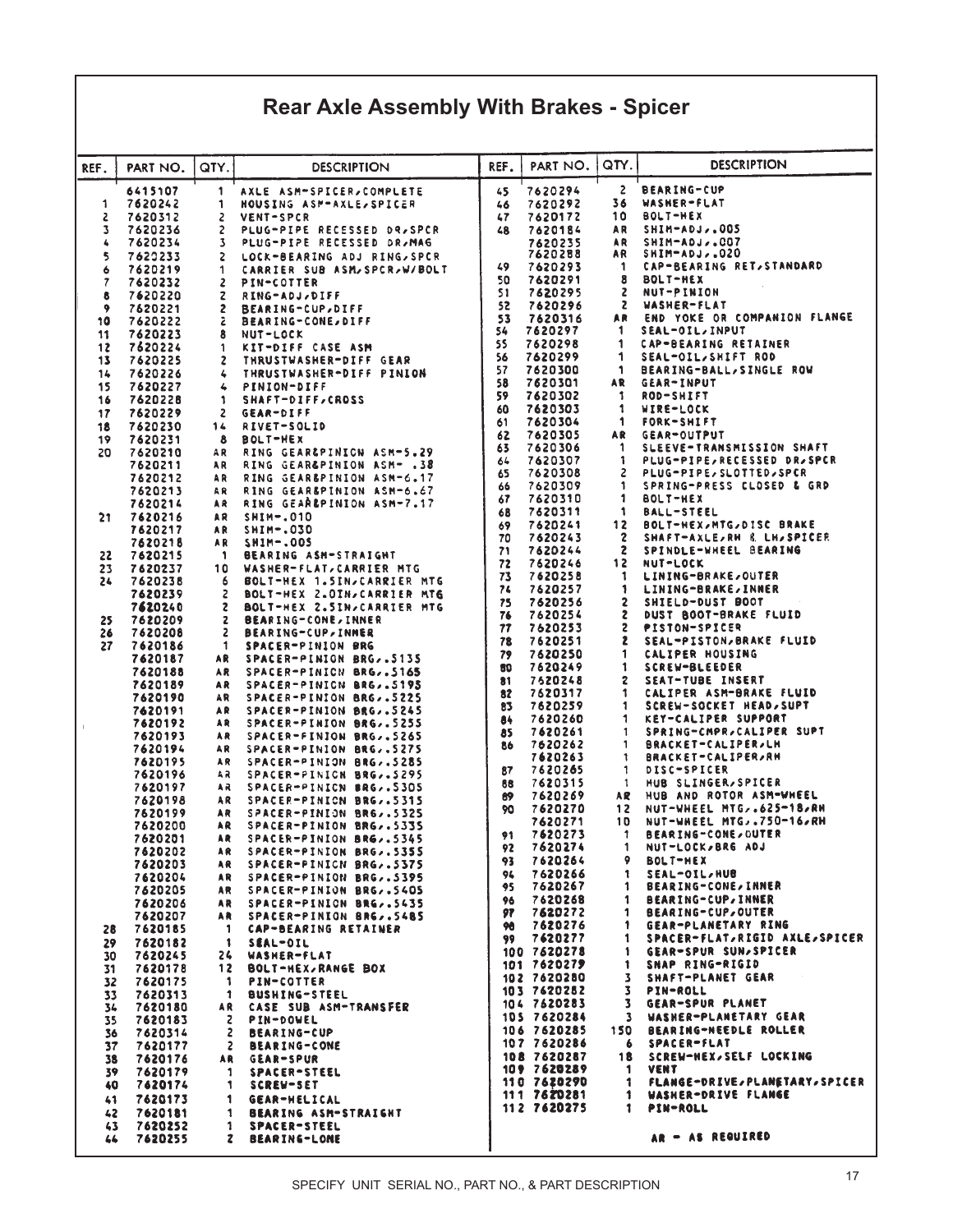# Rear Axle Assembly With Brakes - Spicer

| REF. | PART NO. | QTY. | DESCRIPTION |
|---|---|---|---|
| | 6415107 | 1 | AXLE ASM-SPICER,COMPLETE |
| 1 | 7620242 | 1 | HOUSING ASM-AXLE,SPICER |
| 2 | 7620312 | 2 | VENT-SPCR |
| 3 | 7620236 | 2 | PLUG-PIPE RECESSED DR,SPCR |
| 4 | 7620234 | 3 | PLUG-PIPE RECESSED DR,MAG |
| 5 | 7620233 | 2 | LOCK-BEARING ADJ RING,SPCR |
| 6 | 7620219 | 1 | CARRIER SUB ASM,SPCR,W/BOLT |
| 7 | 7620232 | 2 | PIN-COTTER |
| 8 | 7620220 | 2 | RING-ADJ,DIFF |
| 9 | 7620221 | 2 | BEARING-CUP,DIFF |
| 10 | 7620222 | 2 | BEARING-CONE,DIFF |
| 11 | 7620223 | 8 | NUT-LOCK |
| 12 | 7620224 | 1 | KIT-DIFF CASE ASM |
| 13 | 7620225 | 2 | THRUSTWASHER-DIFF GEAR |
| 14 | 7620226 | 4 | THRUSTWASHER-DIFF PINION |
| 15 | 7620227 | 4 | PINION-DIFF |
| 16 | 7620228 | 1 | SHAFT-DIFF,CROSS |
| 17 | 7620229 | 2 | GEAR-DIFF |
| 18 | 7620230 | 14 | RIVET-SOLID |
| 19 | 7620231 | 8 | BOLT-HEX |
| 20 | 7620210 | AR | RING GEAR&PINION ASM-5.29 |
| | 7620211 | AR | RING GEAR&PINION ASM- .38 |
| | 7620212 | AR | RING GEAR&PINION ASM-6.17 |
| | 7620213 | AR | RING GEAR&PINION ASM-6.67 |
| | 7620214 | AR | RING GEAR&PINION ASM-7.17 |
| 21 | 7620216 | AR | SHIM-.010 |
| | 7620217 | AR | SHIM-.030 |
| | 7620218 | AR | SHIM-.005 |
| 22 | 7620215 | 1 | BEARING ASM-STRAIGHT |
| 23 | 7620237 | 10 | WASHER-FLAT,CARRIER MTG |
| 24 | 7620238 | 6 | BOLT-HEX 1.5IN,CARRIER MTG |
| | 7620239 | 2 | BOLT-HEX 2.0IN,CARRIER MTG |
| | 7620240 | 2 | BOLT-HEX 2.5IN,CARRIER MTG |
| 25 | 7620209 | 2 | BEARING-CONE,INNER |
| 26 | 7620208 | 2 | BEARING-CUP,INNER |
| 27 | 7620186 | 1 | SPACER-PINION BRG |
| | 7620187 | AR | SPACER-PINION BRG,.5135 |
| | 7620188 | AR | SPACER-PINION BRG,.5165 |
| | 7620189 | AR | SPACER-PINION BRG,.5195 |
| | 7620190 | AR | SPACER-PINION BRG,.5225 |
| | 7620191 | AR | SPACER-PINION BRG,.5245 |
| | 7620192 | AR | SPACER-PINION BRG,.5255 |
| | 7620193 | AR | SPACER-PINION BRG,.5265 |
| | 7620194 | AR | SPACER-PINION BRG,.5275 |
| | 7620195 | AR | SPACER-PINION BRG,.5285 |
| | 7620196 | AR | SPACER-PINION BRG,.5295 |
| | 7620197 | AR | SPACER-PINION BRG,.5305 |
| | 7620198 | AR | SPACER-PINION BRG,.5315 |
| | 7620199 | AR | SPACER-PINION BRG,.5325 |
| | 7620200 | AR | SPACER-PINION BRG,.5335 |
| | 7620201 | AR | SPACER-PINION BRG,.5345 |
| | 7620202 | AR | SPACER-PINION BRG,.5355 |
| | 7620203 | AR | SPACER-PINION BRG,.5375 |
| | 7620204 | AR | SPACER-PINION BRG,.5395 |
| | 7620205 | AR | SPACER-PINION BRG,.5405 |
| | 7620206 | AR | SPACER-PINION BRG,.5435 |
| | 7620207 | AR | SPACER-PINION BRG,.5485 |
| 28 | 7620185 | 1 | CAP-BEARING RETAINER |
| 29 | 7620182 | 1 | SEAL-OIL |
| 30 | 7620245 | 24 | WASHER-FLAT |
| 31 | 7620178 | 12 | BOLT-HEX,RANGE BOX |
| 32 | 7620175 | 1 | PIN-COTTER |
| 33 | 7620313 | 1 | BUSHING-STEEL |
| 34 | 7620180 | AR | CASE SUB ASM-TRANSFER |
| 35 | 7620183 | 2 | PIN-DOWEL |
| 36 | 7620314 | 2 | BEARING-CUP |
| 37 | 7620177 | 2 | BEARING-CONE |
| 38 | 7620176 | AR | GEAR-SPUR |
| 39 | 7620179 | 1 | SPACER-STEEL |
| 40 | 7620174 | 1 | SCREW-SET |
| 41 | 7620173 | 1 | GEAR-HELICAL |
| 42 | 7620181 | 1 | BEARING ASM-STRAIGHT |
| 43 | 7620252 | 1 | SPACER-STEEL |
| 44 | 7620255 | 2 | BEARING-LONE |
| 45 | 7620294 | 2 | BEARING-CUP |
| 46 | 7620292 | 36 | WASHER-FLAT |
| 47 | 7620172 | 10 | BOLT-HEX |
| 48 | 7620184 | AR | SHIM-ADJ,.005 |
| | 7620235 | AR | SHIM-ADJ,.007 |
| | 7620288 | AR | SHIM-ADJ,.020 |
| 49 | 7620293 | 1 | CAP-BEARING RET,STANDARD |
| 50 | 7620291 | 8 | BOLT-HEX |
| 51 | 7620295 | 2 | NUT-PINION |
| 52 | 7620296 | 2 | WASHER-FLAT |
| 53 | 7620316 | AR | END YOKE OR COMPANION FLANGE |
| 54 | 7620297 | 1 | SEAL-OIL,INPUT |
| 55 | 7620298 | 1 | CAP-BEARING RETAINER |
| 56 | 7620299 | 1 | SEAL-OIL,SHIFT ROD |
| 57 | 7620300 | 1 | BEARING-BALL,SINGLE ROW |
| 58 | 7620301 | AR | GEAR-INPUT |
| 59 | 7620302 | 1 | ROD-SHIFT |
| 60 | 7620303 | 1 | WIRE-LOCK |
| 61 | 7620304 | 1 | FORK-SHIFT |
| 62 | 7620305 | AR | GEAR-OUTPUT |
| 63 | 7620306 | 1 | SLEEVE-TRANSMISSION SHAFT |
| 64 | 7620307 | 1 | PLUG-PIPE,RECESSED DR,SPCR |
| 65 | 7620308 | 2 | PLUG-PIPE,SLOTTED,SPCR |
| 66 | 7620309 | 1 | SPRING-PRESS CLOSED & GRD |
| 67 | 7620310 | 1 | BOLT-HEX |
| 68 | 7620311 | 1 | BALL-STEEL |
| 69 | 7620241 | 12 | BOLT-HEX,MTG,DISC BRAKE |
| 70 | 7620243 | 2 | SHAFT-AXLE,RH & LH,SPICER |
| 71 | 7620244 | 2 | SPINDLE-WHEEL BEARING |
| 72 | 7620246 | 12 | NUT-LOCK |
| 73 | 7620258 | 1 | LINING-BRAKE,OUTER |
| 74 | 7620257 | 1 | LINING-BRAKE,INNER |
| 75 | 7620256 | 2 | SHIELD-DUST BOOT |
| 76 | 7620254 | 2 | DUST BOOT-BRAKE FLUID |
| 77 | 7620253 | 2 | PISTON-SPICER |
| 78 | 7620251 | 2 | SEAL-PISTON,BRAKE FLUID |
| 79 | 7620250 | 1 | CALIPER HOUSING |
| 80 | 7620249 | 1 | SCREW-BLEEDER |
| 81 | 7620248 | 2 | SEAT-TUBE INSERT |
| 82 | 7620317 | 1 | CALIPER ASM-BRAKE FLUID |
| 83 | 7620259 | 1 | SCREW-SOCKET HEAD,SUPT |
| 84 | 7620260 | 1 | KEY-CALIPER SUPPORT |
| 85 | 7620261 | 1 | SPRING-CMPR,CALIPER SUPT |
| 86 | 7620262 | 1 | BRACKET-CALIPER,LH |
| | 7620263 | 1 | BRACKET-CALIPER,RH |
| 87 | 7620265 | 1 | DISC-SPICER |
| 88 | 7620315 | 1 | HUB SLINGER,SPICER |
| 89 | 7620269 | AR | HUB AND ROTOR ASM-WHEEL |
| 90 | 7620270 | 12 | NUT-WHEEL MTG,.625-18,RH |
| | 7620271 | 10 | NUT-WHEEL MTG,.750-16,RH |
| 91 | 7620273 | 1 | BEARING-CONE,OUTER |
| 92 | 7620274 | 1 | NUT-LOCK,BRG ADJ |
| 93 | 7620264 | 9 | BOLT-HEX |
| 94 | 7620266 | 1 | SEAL-OIL,HUB |
| 95 | 7620267 | 1 | BEARING-CONE,INNER |
| 96 | 7620268 | 1 | BEARING-CUP,INNER |
| 97 | 7620272 | 1 | BEARING-CUP,OUTER |
| 98 | 7620276 | 1 | GEAR-PLANETARY RING |
| 99 | 7620277 | 1 | SPACER-FLAT,RIGID AXLE,SPICER |
| 100 | 7620278 | 1 | GEAR-SPUR SUN,SPICER |
| 101 | 7620279 | 1 | SNAP RING-RIGID |
| 102 | 7620280 | 3 | SHAFT-PLANET GEAR |
| 103 | 7620282 | 3 | PIN-ROLL |
| 104 | 7620283 | 3 | GEAR-SPUR PLANET |
| 105 | 7620284 | 3 | WASHER-PLANETARY GEAR |
| 106 | 7620285 | 150 | BEARING-NEEDLE ROLLER |
| 107 | 7620286 | 6 | SPACER-FLAT |
| 108 | 7620287 | 18 | SCREW-HEX,SELF LOCKING |
| 109 | 7620289 | 1 | VENT |
| 110 | 7620290 | 1 | FLANGE-DRIVE,PLANETARY,SPICER |
| 111 | 7620281 | 1 | WASHER-DRIVE FLANGE |
| 112 | 7620275 | 1 | PIN-ROLL |

AR - AS REQUIRED

SPECIFY UNIT SERIAL NO., PART NO., & PART DESCRIPTION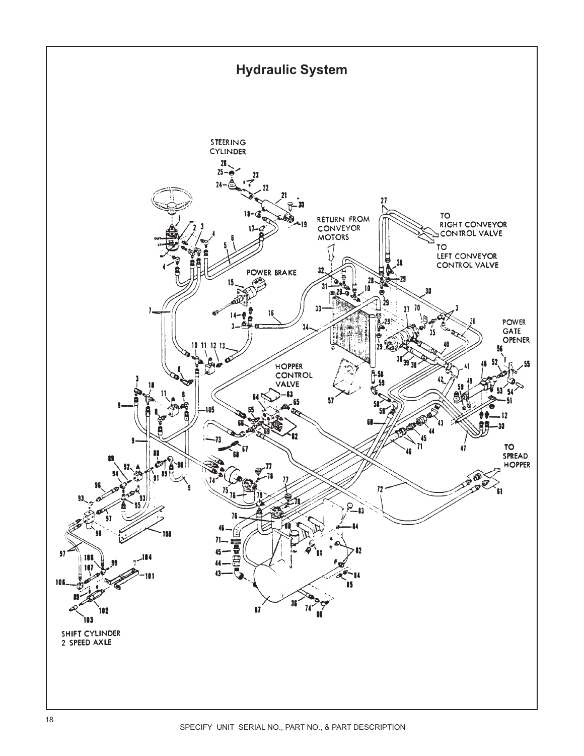# Hydraulic System

STEERING CYLINDER

RETURN FROM CONVEYOR MOTORS

TO RIGHT CONVEYOR CONTROL VALVE

TO LEFT CONVEYOR CONTROL VALVE

POWER BRAKE

POWER GATE OPENER

HOPPER CONTROL VALVE

TO SPREAD HOPPER

SHIFT CYLINDER 2 SPEED AXLE

SPECIFY UNIT SERIAL NO., PART NO., & PART DESCRIPTION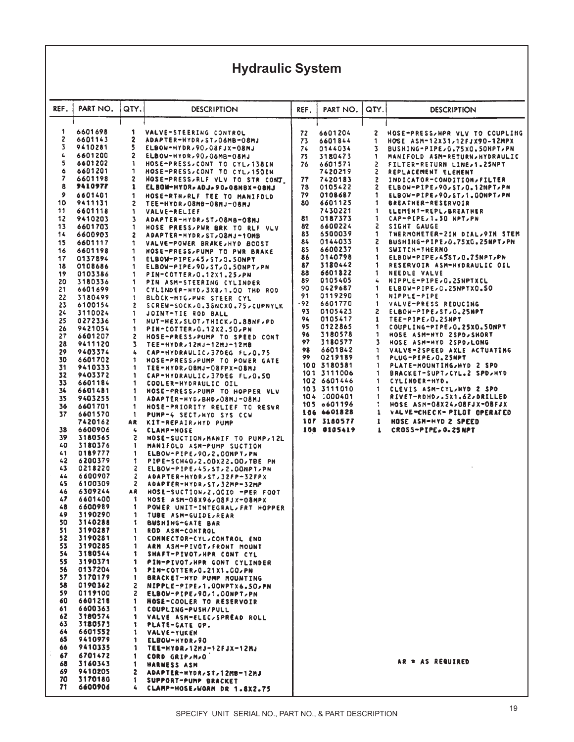# Hydraulic System

| REF. | PART NO. | QTY. | DESCRIPTION |
|---|---|---|---|
| 1 | 6601698 | 1 | VALVE-STEERING CONTROL |
| 2 | 6601143 | 2 | ADAPTER-HYDR,ST,06MB-08MJ |
| 3 | 9410281 | 5 | ELBOW-HYDR,90,08FJX-08MJ |
| 4 | 6601200 | 2 | ELBOW-HYDR,90,06MB-08MJ |
| 5 | 6601202 | 1 | HOSE-PRESS/CONT TO CYL,138IN |
| 6 | 6601201 | 1 | HOSE-PRESS/CONT TO CYL,150IN |
| 7 | 6601198 | 2 | HOSE-PRESS/RLF VLV TO STR CONT |
| 8 | 9410977 | 1 | ELBOW-HYDR,ADJ,90,08MBX-08MJ |
| 9 | 6601401 | 1 | HOSE-RTN/RLF TEE TO MANIFOLD |
| 10 | 9411131 | 2 | TEE-HYDR,08MB-08MJ-08MJ |
| 11 | 6601118 | 1 | VALVE-RELIEF |
| 12 | 9410203 | 3 | ADAPTER-HYDR,ST,08MB-08MJ |
| 13 | 6601703 | 1 | HOSE PRESS/PWR BRK TO RLF VLV |
| 14 | 6600903 | 2 | ADAPTER-HYDR,ST,08MJ-10MB |
| 15 | 6601117 | 1 | VALVE-POWER BRAKE,HYD BOOST |
| 16 | 6601198 | 1 | HOSE-PRESS/PUMP TO PWR BRAKE |
| 17 | 0137894 | 1 | ELBOW-PIPE,45,ST,0.50NPT |
| 18 | 0108686 | 1 | ELBOW-PIPE,90,ST,0.50NPT,PN |
| 19 | 0103386 | 1 | PIN-COTTER,0.12X1.25,PN |
| 20 | 3180336 | 1 | PIN ASM-STEERING CYLINDER |
| 21 | 6601699 | 1 | CYLINDER-HYD,3X8,1.00 THD ROD |
| 22 | 3180499 | 1 | BLOCK-MTG,PWR STEER CYL |
| 23 | 6100154 | 2 | SCREW-SOCK,0.38NCX0.75,CUPNYLK |
| 24 | 3110024 | 1 | JOINT-TIE ROD BALL |
| 25 | 0272336 | 1 | NUT-HEX,SLOT,THICK,0.88NF,PD |
| 26 | 9421054 | 1 | PIN-COTTER,0.12X2.50,PN |
| 27 | 6601207 | 2 | HOSE-PRESS/PUMP TO SPEED CONT |
| 28 | 9411120 | 3 | TEE-HYDR,12MJ-12MJ-12MB |
| 29 | 9403374 | 4 | CAP-HYDRAULIC,37DEG FL,0.75 |
| 30 | 6601702 | 1 | HOSE-PRESS/PUMP TO POWER GATE |
| 31 | 9410333 | 1 | TEE-HYDR,08MJ-08FPX-08MJ |
| 32 | 9403372 | 1 | CAP-HYDRAULIC,37DEG FL,0.50 |
| 33 | 6601184 | 1 | COOLER-HYDRAULIC OIL |
| 34 | 6601481 | 1 | HOSE-PRESS/PUMP TO HOPPER VLV |
| 35 | 9403255 | 1 | ADAPTER-HYD,BHD,08MJ-08MJ |
| 36 | 6601701 | 1 | HOSE-PRIORITY RELIEF TO RESVR |
| 37 | 6601570 | 1 | PUMP-4 SECT,HYD SYS CCW |
|  | 7420162 | AR | KIT-REPAIR,HYD PUMP |
| 38 | 6600906 | 4 | CLAMP-HOSE |
| 39 | 3180565 | 2 | HOSE-SUCTION/MANIF TO PUMP,12L |
| 40 | 3180376 | 1 | MANIFOLD ASM-PUMP SUCTION |
| 41 | 0189777 | 1 | ELBOW-PIPE,90,2.00NPT,PN |
| 42 | 6200379 | 1 | PIPE-SCH40,2.00X22.00,TBE PN |
| 43 | 0218220 | 2 | ELBOW-PIPE,45,ST,2.00NPT,PN |
| 44 | 6600907 | 2 | ADAPTER-HYDR,ST,32FP-32FPX |
| 45 | 6100309 | 2 | ADAPTER-HYDR,ST,32MP-32MP |
| 46 | 6309244 | AR | HOSE-SUCTION,2.00ID -PER FOOT |
| 47 | 6601400 | 1 | HOSE ASM-08X96,08FJX-08MPX |
| 48 | 6600989 | 1 | POWER UNIT-INTEGRAL,FRT HOPPER |
| 49 | 3190290 | 1 | TUBE ASM-GUIDE,REAR |
| 50 | 3140288 | 1 | BUSHING-GATE BAR |
| 51 | 3190287 | 1 | ROD ASM-CONTROL |
| 52 | 3190281 | 1 | CONNECTOR-CYL,CONTROL END |
| 53 | 3190285 | 1 | ARM ASM-PIVOT,FRONT MOUNT |
| 54 | 3180544 | 1 | SHAFT-PIVOT,HPR CONT CYL |
| 55 | 3190371 | 1 | PIN-PIVOT,HPR CONT CYLINDER |
| 56 | 0137204 | 1 | PIN-COTTER,0.21X1.00,PN |
| 57 | 3170179 | 1 | BRACKET-HYD PUMP MOUNTING |
| 58 | 0190362 | 2 | NIPPLE-PIPE,1.00NPTX6.50,PN |
| 59 | 0119100 | 2 | ELBOW-PIPE,90,1.00NPT,PN |
| 60 | 6601218 | 1 | HOSE-COOLER TO RESERVOIR |
| 61 | 6600363 | 1 | COUPLING-PUSH/PULL |
| 62 | 3180574 | 1 | VALVE ASM-ELEC,SPREAD ROLL |
| 63 | 3180573 | 1 | PLATE-GATE OP. |
| 64 | 6601552 | 1 | VALVE-YUKEN |
| 65 | 9410979 | 1 | ELBOW-HYDR,90 |
| 66 | 9410335 | 1 | TEE-HYDR,12MJ-12FJX-12MJ |
| 67 | 6701472 | 1 | CORD GRIP,M,O |
| 68 | 3160343 | 1 | HARNESS ASM |
| 69 | 9410205 | 2 | ADAPTER-HYDR,ST,12MB-12MJ |
| 70 | 3170180 | 1 | SUPPORT-PUMP BRACKET |
| 71 | 6600906 | 4 | CLAMP-HOSE,WORM DR 1.8X2.75 |
| 72 | 6601204 | 2 | HOSE-PRESS/HPR VLV TO COUPLING |
| 73 | 6601844 | 1 | HOSE ASM-12X31,12FJX90-12MPX |
| 74 | 0144034 | 3 | BUSHING-PIPE,0.75X0.50NPT,PN |
| 75 | 3180473 | 1 | MANIFOLD ASM-RETURN,HYDRAULIC |
| 76 | 6601571 | 2 | FILTER-RETURN LINE,1.25NPT |
|  | 7420219 | 2 | REPLACEMENT ELEMENT |
| 77 | 7420183 | 2 | INDICATOR-CONDITION,FILTER |
| 78 | 0105422 | 2 | ELBOW-PIPE,90,ST,0.12NPT,PN |
| 79 | 0108687 | 1 | ELBOW-PIPE,90,ST,1.00NPT,PN |
| 80 | 6601125 | 1 | BREATHER-RESERVOIR |
|  | 7430221 | 1 | ELEMENT-REPL,BREATHER |
| 81 | 0187373 | 1 | CAP-PIPE,1.50 NPT,PN |
| 82 | 6600224 | 2 | SIGHT GAUGE |
| 83 | 6500039 | 1 | THERMOMETER-2IN DIAL,9IN STEM |
| 84 | 0144033 | 2 | BUSHING-PIPE,0.75X0.25NPT,PN |
| 85 | 6600237 | 1 | SWITCH-THERMO |
| 86 | 0140798 | 1 | ELBOW-PIPE,45ST,0.75NPT,PN |
| 87 | 3180442 | 1 | RESERVOIR ASM-HYDRAULIC OIL |
| 88 | 6601822 | 1 | NEEDLE VALVE |
| 89 | 0105405 | 4 | NIPPLE-PIPE,0.25NPTXCL |
| 90 | 0429687 | 1 | ELBOW-PIPE,0.25NPTX0.50 |
| 91 | 0119290 | 1 | NIPPLE-PIPE |
| 92 | 6601770 | 1 | VALVE-PRESS REDUCING |
| 93 | 0105423 | 2 | ELBOW-PIPE,ST,0.25NPT |
| 94 | 0105417 | 1 | TEE-PIPE,0.25NPT |
| 95 | 0122865 | 1 | COUPLING-PIPE,0.25X0.50NPT |
| 96 | 3180578 | 1 | HOSE ASM-HYD 2SPD,SHORT |
| 97 | 3180577 | 3 | HOSE ASM-HYD 2SPD,LONG |
| 98 | 6601842 | 1 | VALVE-2SPEED AXLE ACTUATING |
| 99 | 0219189 | 1 | PLUG-PIPE,0.25NPT |
| 100 | 3180581 | 1 | PLATE-MOUNTING,HYD 2 SPD |
| 101 | 3111006 | 1 | BRACKET-SUPT,CYL,2 SPD,HYD |
| 102 | 6601446 | 1 | CYLINDER-HYD. |
| 103 | 3111010 | 1 | CLEVIS ASM-CYL,HYD 2 SPD |
| 104 | 0000401 | 1 | RIVET-RDHD,.5X1.62,DRILLED |
| 105 | 6601196 | 1 | HOSE ASM-08X24,08FJX-08FJX |
| 106 | 6601828 | 1 | VALVE-CHECK-PILOT OPERATED |
| 107 | 3180577 | 1 | HOSE ASM-HYD 2 SPEED |
| 108 | 0105419 | 1 | CROSS-PIPE,0.25NPT |

AR = AS REQUIRED

SPECIFY UNIT SERIAL NO., PART NO., & PART DESCRIPTION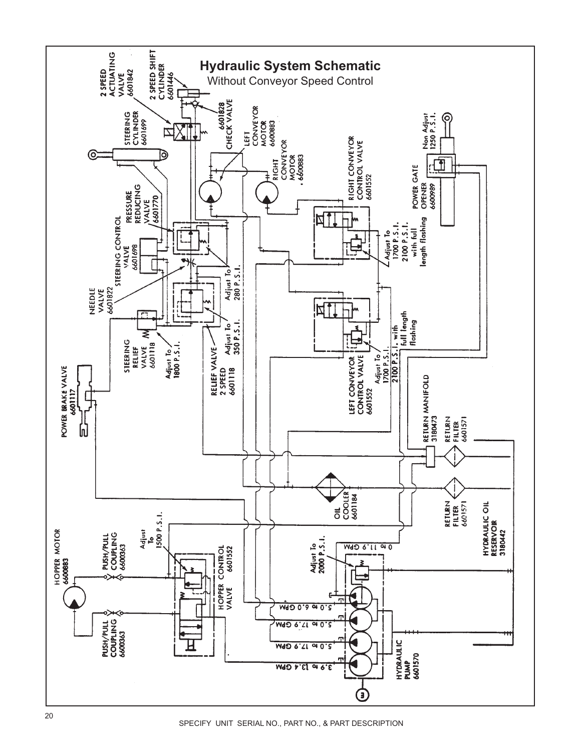# Hydraulic System Schematic

Without Conveyor Speed Control

2 SPEED ACTUATING VALVE 6601842

2 SPEED SHIFT CYLINDER 6601446

STEERING CYLINDER 6601699

6601828 CHECK VALVE

LEFT CONVEYOR MOTOR 6600883

RIGHT CONVEYOR MOTOR 6600883

RIGHT CONVEYOR CONTROL VALVE 6601552

Non Adjust 1250 P.S.I.

POWER GATE OPENER 6600989

PRESSURE REDUCING VALVE 6601770

STEERING CONTROL VALVE 6601698

Adjust To 280 P.S.I.

Adjust To 1700 P.S.I. 2100 P.S.I. with full length flashing

NEEDLE VALVE 6601822

Adjust To 350 P.S.I.

STEERING RELIEF VALVE 6601118

Adjust To 1800 P.S.I.

RELIEF VALVE 2 SPEED 6601118

Adjust To 1700 P.S.I. 2100 P.S.I. with full length flashing

POWER BRAKE VALVE 6601117

LEFT CONVEYOR CONTROL VALVE 6601552

RETURN MANIFOLD 3180473

RETURN FILTER 6601571

OIL COOLER 6601184

RETURN FILTER 6601571

HYDRAULIC OIL RESERVOIR 3180442

HOPPER MOTOR 6600883

PUSH/PULL COUPLING 6600363

Adjust To 1500 P.S.I.

HOPPER CONTROL VALVE 6601552

Adjust To 2000 P.S.I.

0 to 11.9 GPM

5.0 to 6.0 GPM

5.0 to 17.9 GPM

5.0 to 17.9 GPM

3.9 to 13.4 GPM

PUSH/PULL COUPLING 6600363

HYDRAULIC PUMP 6601570

SPECIFY UNIT SERIAL NO., PART NO., & PART DESCRIPTION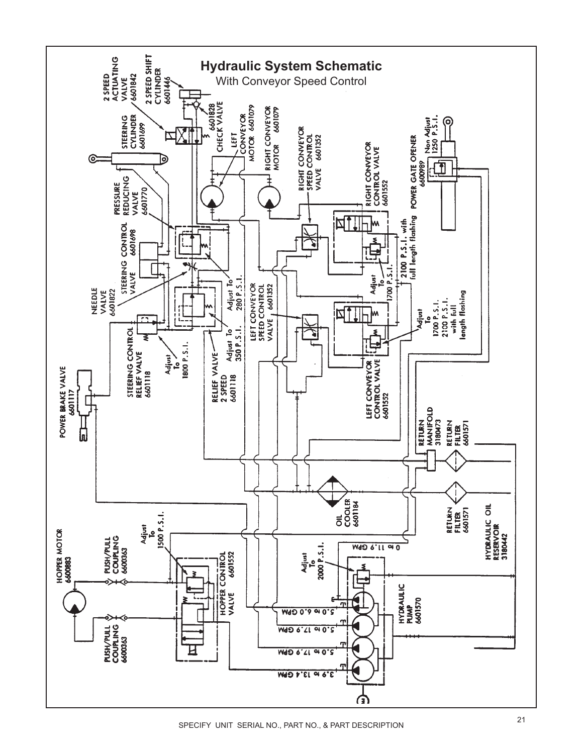# Hydraulic System Schematic

With Conveyor Speed Control

2 SPEED ACTUATING VALVE 6601842

2 SPEED SHIFT CYLINDER 6601446

6601828 CHECK VALVE

STEERING CYLINDER 6601699

LEFT CONVEYOR MOTOR 6601079

RIGHT CONVEYOR MOTOR 6601079

RIGHT CONVEYOR SPEED CONTROL VALVE 6601352

RIGHT CONVEYOR CONTROL VALVE 6601552

POWER GATE OPENER 6600989

Non Adjust 1250 P.S.I.

PRESSURE REDUCING VALVE 6601770

STEERING CONTROL VALVE 6601698

NEEDLE VALVE 6601822

Adjust To 280 P.S.I.

Adjust To 350 P.S.I.

RELIEF VALVE 2 SPEED 6601118

STEERING CONTROL RELIEF VALVE 6601118

Adjust To 1800 P.S.I.

LEFT CONVEYOR SPEED CONTROL VALVE 6601352

Adjust To 1700 P.S.I.

2100 P.S.I. with full length flashing

Adjust To 1700 P.S.I. 2100 P.S.I. with full length flashing

LEFT CONVEYOR CONTROL VALVE 6601552

POWER BRAKE VALVE 6601117

RETURN MANIFOLD 3180473

RETURN FILTER 6601571

OIL COOLER 6601184

RETURN FILTER 6601571

HYDRAULIC OIL RESERVOIR 3180442

HOPPER MOTOR 6600883

PUSH/PULL COUPLING 6600363

Adjust To 1500 P.S.I.

HOPPER CONTROL VALVE 6601552

PUSH/PULL COUPLING 6600363

Adjust To 2000 P.S.I.

0 to 11.9 GPM

5.0 to 6.0 GPM

5.0 to 17.9 GPM

5.0 to 17.9 GPM

3.9 to 13.4 GPM

HYDRAULIC PUMP 6601570

E

SPECIFY UNIT SERIAL NO., PART NO., & PART DESCRIPTION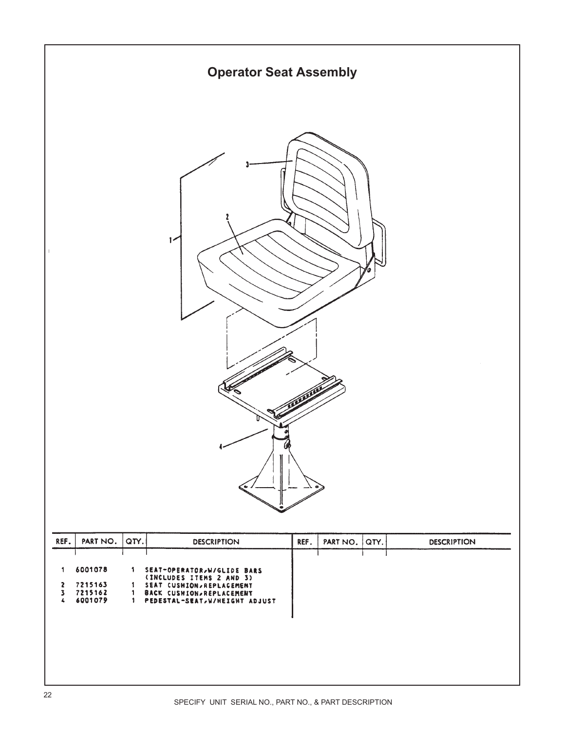# Operator Seat Assembly

| REF. | PART NO. | QTY. | DESCRIPTION | REF. | PART NO. | QTY. | DESCRIPTION |
|---|---|---|---|---|---|---|---|
| 1 | 6001078 | 1 | SEAT-OPERATOR,W/GLIDE BARS (INCLUDES ITEMS 2 AND 3) | | | | |
| 2 | 7215163 | 1 | SEAT CUSHION,REPLACEMENT | | | | |
| 3 | 7215162 | 1 | BACK CUSHION,REPLACEMENT | | | | |
| 4 | 6001079 | 1 | PEDESTAL-SEAT,W/HEIGHT ADJUST | | | | |

SPECIFY UNIT SERIAL NO., PART NO., & PART DESCRIPTION